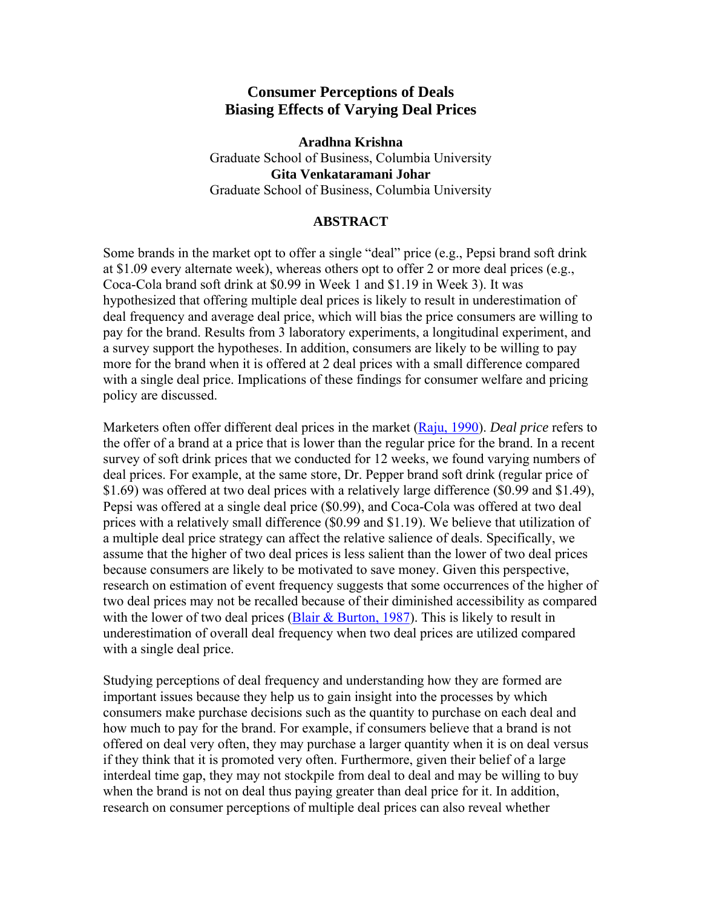# Consumer Perceptions of Deals
# Biasing Effects of Varying Deal Prices

**Aradhna Krishna**
Graduate School of Business, Columbia University
**Gita Venkataramani Johar**
Graduate School of Business, Columbia University

## ABSTRACT

Some brands in the market opt to offer a single "deal" price (e.g., Pepsi brand soft drink at $1.09 every alternate week), whereas others opt to offer 2 or more deal prices (e.g., Coca-Cola brand soft drink at $0.99 in Week 1 and $1.19 in Week 3). It was hypothesized that offering multiple deal prices is likely to result in underestimation of deal frequency and average deal price, which will bias the price consumers are willing to pay for the brand. Results from 3 laboratory experiments, a longitudinal experiment, and a survey support the hypotheses. In addition, consumers are likely to be willing to pay more for the brand when it is offered at 2 deal prices with a small difference compared with a single deal price. Implications of these findings for consumer welfare and pricing policy are discussed.

Marketers often offer different deal prices in the market (Raju, 1990). *Deal price* refers to the offer of a brand at a price that is lower than the regular price for the brand. In a recent survey of soft drink prices that we conducted for 12 weeks, we found varying numbers of deal prices. For example, at the same store, Dr. Pepper brand soft drink (regular price of $1.69) was offered at two deal prices with a relatively large difference ($0.99 and $1.49), Pepsi was offered at a single deal price ($0.99), and Coca-Cola was offered at two deal prices with a relatively small difference ($0.99 and $1.19). We believe that utilization of a multiple deal price strategy can affect the relative salience of deals. Specifically, we assume that the higher of two deal prices is less salient than the lower of two deal prices because consumers are likely to be motivated to save money. Given this perspective, research on estimation of event frequency suggests that some occurrences of the higher of two deal prices may not be recalled because of their diminished accessibility as compared with the lower of two deal prices (Blair & Burton, 1987). This is likely to result in underestimation of overall deal frequency when two deal prices are utilized compared with a single deal price.

Studying perceptions of deal frequency and understanding how they are formed are important issues because they help us to gain insight into the processes by which consumers make purchase decisions such as the quantity to purchase on each deal and how much to pay for the brand. For example, if consumers believe that a brand is not offered on deal very often, they may purchase a larger quantity when it is on deal versus if they think that it is promoted very often. Furthermore, given their belief of a large interdeal time gap, they may not stockpile from deal to deal and may be willing to buy when the brand is not on deal thus paying greater than deal price for it. In addition, research on consumer perceptions of multiple deal prices can also reveal whether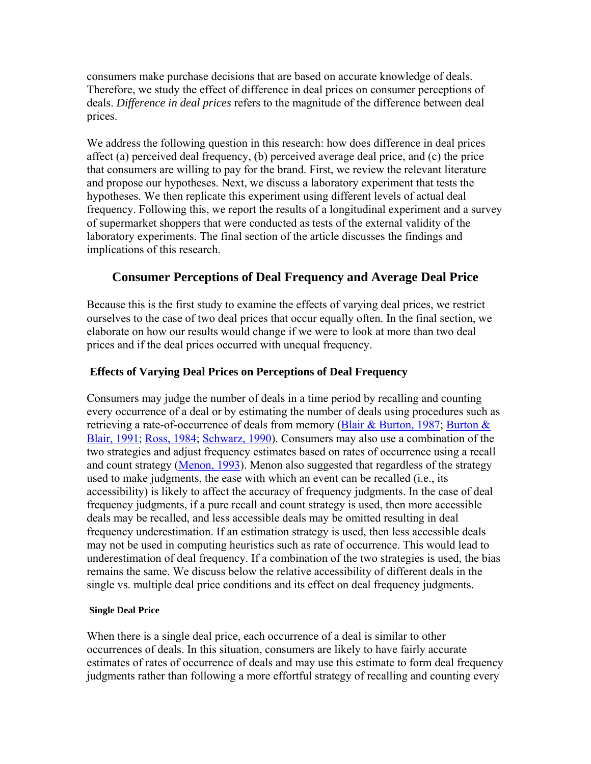consumers make purchase decisions that are based on accurate knowledge of deals. Therefore, we study the effect of difference in deal prices on consumer perceptions of deals. *Difference in deal prices* refers to the magnitude of the difference between deal prices.

We address the following question in this research: how does difference in deal prices affect (a) perceived deal frequency, (b) perceived average deal price, and (c) the price that consumers are willing to pay for the brand. First, we review the relevant literature and propose our hypotheses. Next, we discuss a laboratory experiment that tests the hypotheses. We then replicate this experiment using different levels of actual deal frequency. Following this, we report the results of a longitudinal experiment and a survey of supermarket shoppers that were conducted as tests of the external validity of the laboratory experiments. The final section of the article discusses the findings and implications of this research.

## Consumer Perceptions of Deal Frequency and Average Deal Price

Because this is the first study to examine the effects of varying deal prices, we restrict ourselves to the case of two deal prices that occur equally often. In the final section, we elaborate on how our results would change if we were to look at more than two deal prices and if the deal prices occurred with unequal frequency.

### Effects of Varying Deal Prices on Perceptions of Deal Frequency

Consumers may judge the number of deals in a time period by recalling and counting every occurrence of a deal or by estimating the number of deals using procedures such as retrieving a rate-of-occurrence of deals from memory (Blair & Burton, 1987; Burton & Blair, 1991; Ross, 1984; Schwarz, 1990). Consumers may also use a combination of the two strategies and adjust frequency estimates based on rates of occurrence using a recall and count strategy (Menon, 1993). Menon also suggested that regardless of the strategy used to make judgments, the ease with which an event can be recalled (i.e., its accessibility) is likely to affect the accuracy of frequency judgments. In the case of deal frequency judgments, if a pure recall and count strategy is used, then more accessible deals may be recalled, and less accessible deals may be omitted resulting in deal frequency underestimation. If an estimation strategy is used, then less accessible deals may not be used in computing heuristics such as rate of occurrence. This would lead to underestimation of deal frequency. If a combination of the two strategies is used, the bias remains the same. We discuss below the relative accessibility of different deals in the single vs. multiple deal price conditions and its effect on deal frequency judgments.

#### Single Deal Price

When there is a single deal price, each occurrence of a deal is similar to other occurrences of deals. In this situation, consumers are likely to have fairly accurate estimates of rates of occurrence of deals and may use this estimate to form deal frequency judgments rather than following a more effortful strategy of recalling and counting every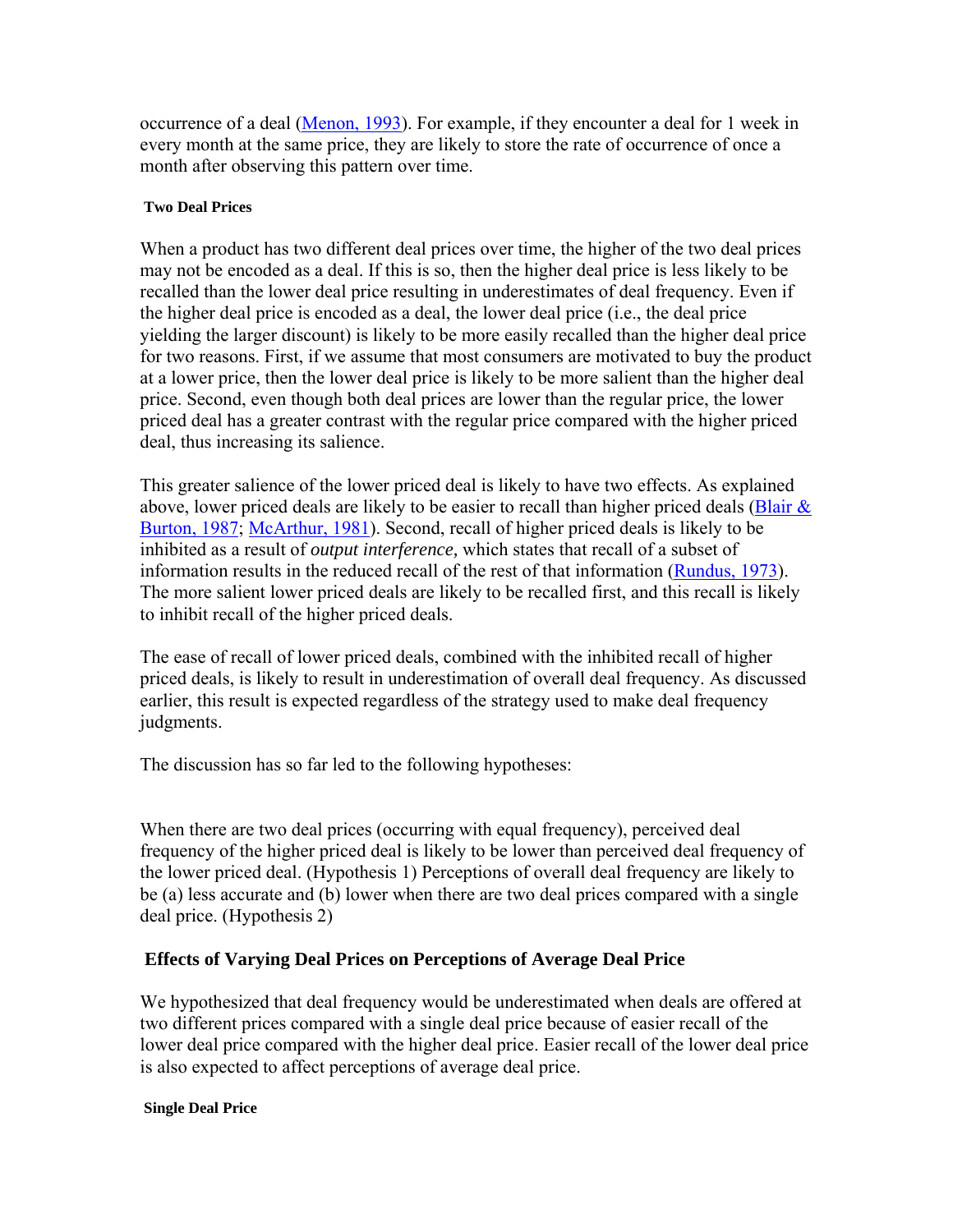occurrence of a deal (Menon, 1993). For example, if they encounter a deal for 1 week in every month at the same price, they are likely to store the rate of occurrence of once a month after observing this pattern over time.

#### Two Deal Prices

When a product has two different deal prices over time, the higher of the two deal prices may not be encoded as a deal. If this is so, then the higher deal price is less likely to be recalled than the lower deal price resulting in underestimates of deal frequency. Even if the higher deal price is encoded as a deal, the lower deal price (i.e., the deal price yielding the larger discount) is likely to be more easily recalled than the higher deal price for two reasons. First, if we assume that most consumers are motivated to buy the product at a lower price, then the lower deal price is likely to be more salient than the higher deal price. Second, even though both deal prices are lower than the regular price, the lower priced deal has a greater contrast with the regular price compared with the higher priced deal, thus increasing its salience.

This greater salience of the lower priced deal is likely to have two effects. As explained above, lower priced deals are likely to be easier to recall than higher priced deals (Blair & Burton, 1987; McArthur, 1981). Second, recall of higher priced deals is likely to be inhibited as a result of *output interference,* which states that recall of a subset of information results in the reduced recall of the rest of that information (Rundus, 1973). The more salient lower priced deals are likely to be recalled first, and this recall is likely to inhibit recall of the higher priced deals.

The ease of recall of lower priced deals, combined with the inhibited recall of higher priced deals, is likely to result in underestimation of overall deal frequency. As discussed earlier, this result is expected regardless of the strategy used to make deal frequency judgments.

The discussion has so far led to the following hypotheses:

When there are two deal prices (occurring with equal frequency), perceived deal frequency of the higher priced deal is likely to be lower than perceived deal frequency of the lower priced deal. (Hypothesis 1) Perceptions of overall deal frequency are likely to be (a) less accurate and (b) lower when there are two deal prices compared with a single deal price. (Hypothesis 2)

### Effects of Varying Deal Prices on Perceptions of Average Deal Price

We hypothesized that deal frequency would be underestimated when deals are offered at two different prices compared with a single deal price because of easier recall of the lower deal price compared with the higher deal price. Easier recall of the lower deal price is also expected to affect perceptions of average deal price.

#### Single Deal Price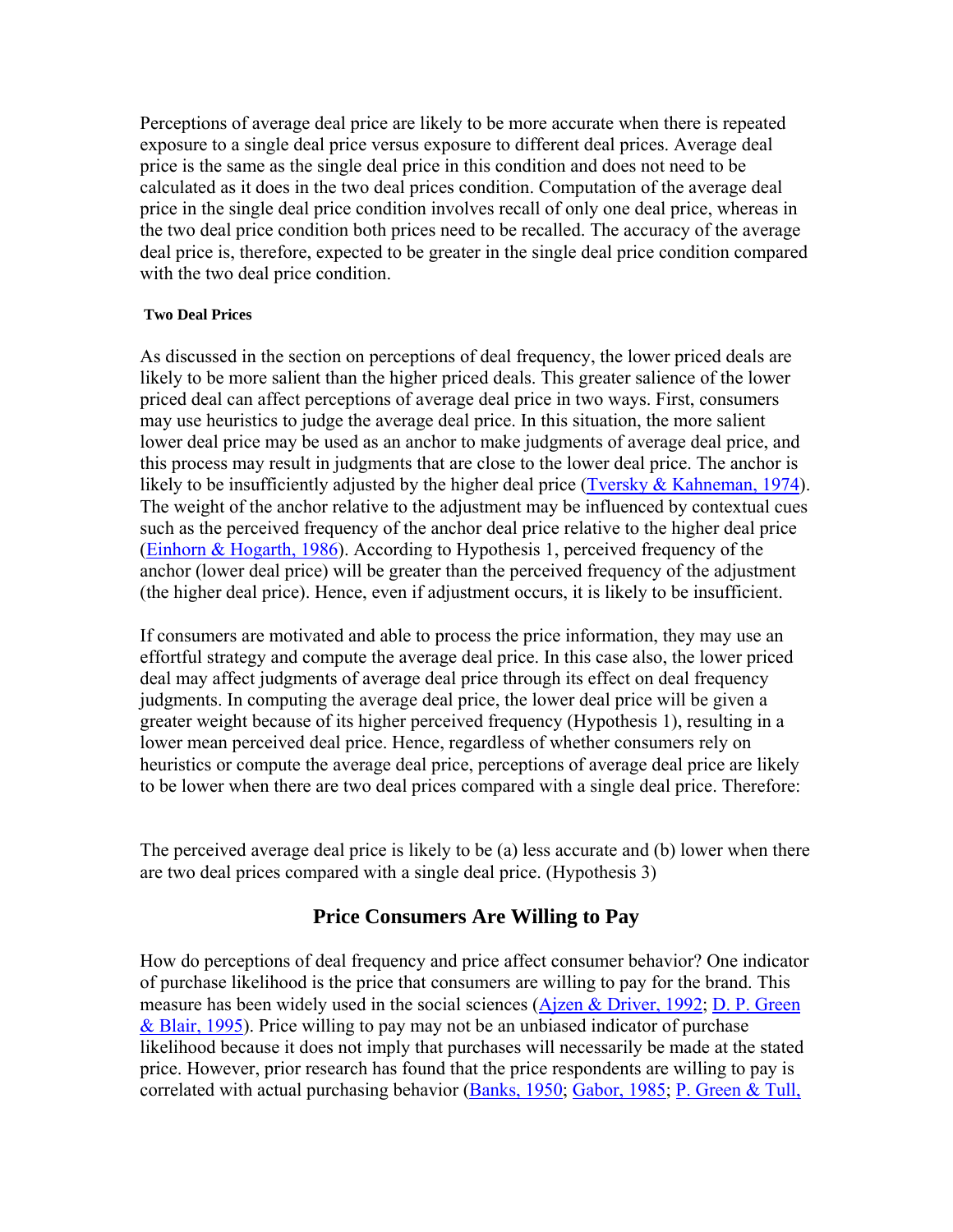Perceptions of average deal price are likely to be more accurate when there is repeated exposure to a single deal price versus exposure to different deal prices. Average deal price is the same as the single deal price in this condition and does not need to be calculated as it does in the two deal prices condition. Computation of the average deal price in the single deal price condition involves recall of only one deal price, whereas in the two deal price condition both prices need to be recalled. The accuracy of the average deal price is, therefore, expected to be greater in the single deal price condition compared with the two deal price condition.

#### Two Deal Prices

As discussed in the section on perceptions of deal frequency, the lower priced deals are likely to be more salient than the higher priced deals. This greater salience of the lower priced deal can affect perceptions of average deal price in two ways. First, consumers may use heuristics to judge the average deal price. In this situation, the more salient lower deal price may be used as an anchor to make judgments of average deal price, and this process may result in judgments that are close to the lower deal price. The anchor is likely to be insufficiently adjusted by the higher deal price (Tversky & Kahneman, 1974). The weight of the anchor relative to the adjustment may be influenced by contextual cues such as the perceived frequency of the anchor deal price relative to the higher deal price (Einhorn & Hogarth, 1986). According to Hypothesis 1, perceived frequency of the anchor (lower deal price) will be greater than the perceived frequency of the adjustment (the higher deal price). Hence, even if adjustment occurs, it is likely to be insufficient.

If consumers are motivated and able to process the price information, they may use an effortful strategy and compute the average deal price. In this case also, the lower priced deal may affect judgments of average deal price through its effect on deal frequency judgments. In computing the average deal price, the lower deal price will be given a greater weight because of its higher perceived frequency (Hypothesis 1), resulting in a lower mean perceived deal price. Hence, regardless of whether consumers rely on heuristics or compute the average deal price, perceptions of average deal price are likely to be lower when there are two deal prices compared with a single deal price. Therefore:

The perceived average deal price is likely to be (a) less accurate and (b) lower when there are two deal prices compared with a single deal price. (Hypothesis 3)

## Price Consumers Are Willing to Pay

How do perceptions of deal frequency and price affect consumer behavior? One indicator of purchase likelihood is the price that consumers are willing to pay for the brand. This measure has been widely used in the social sciences (Ajzen & Driver, 1992; D. P. Green & Blair, 1995). Price willing to pay may not be an unbiased indicator of purchase likelihood because it does not imply that purchases will necessarily be made at the stated price. However, prior research has found that the price respondents are willing to pay is correlated with actual purchasing behavior (Banks, 1950; Gabor, 1985; P. Green & Tull,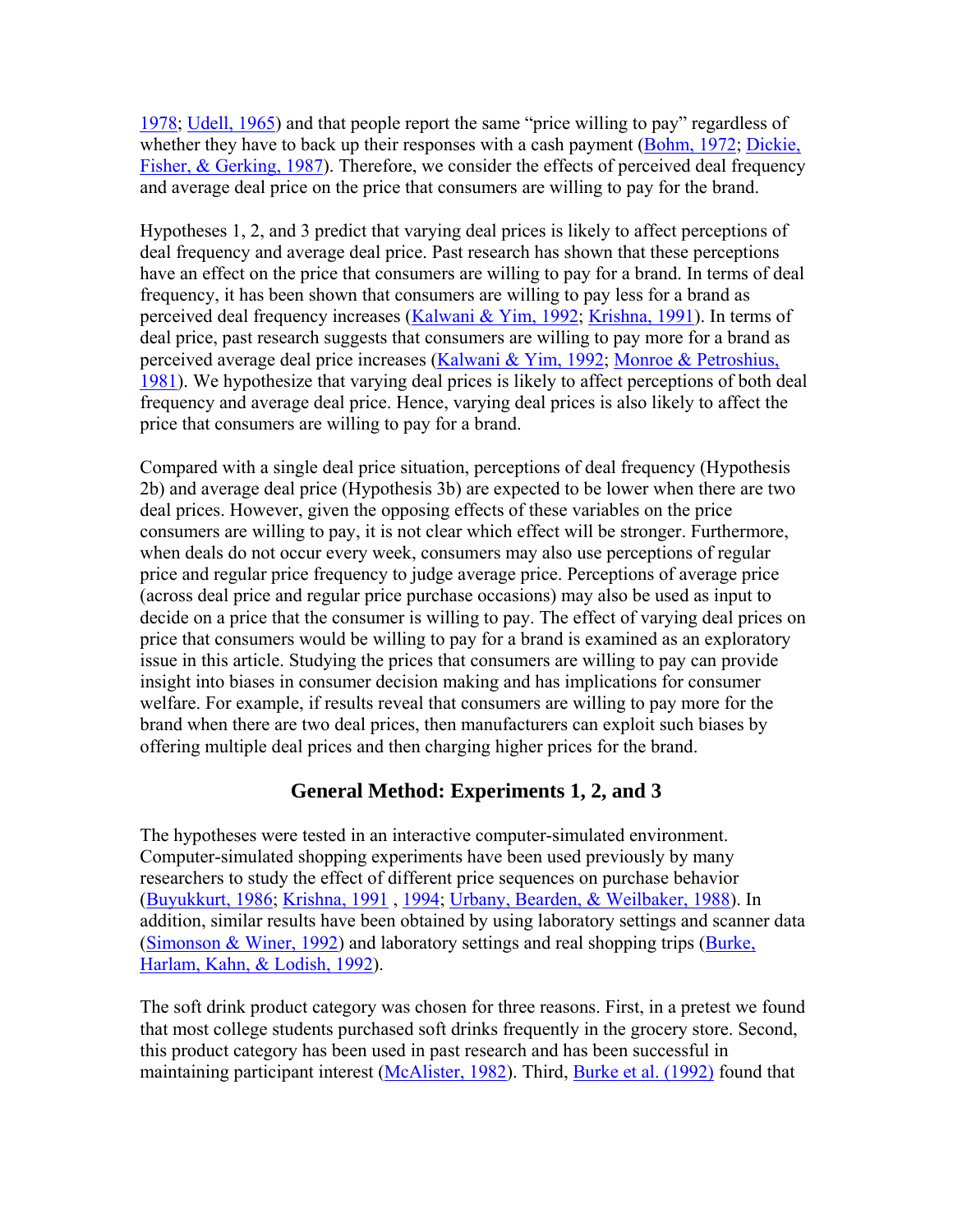1978; Udell, 1965) and that people report the same "price willing to pay" regardless of whether they have to back up their responses with a cash payment (Bohm, 1972; Dickie, Fisher, & Gerking, 1987). Therefore, we consider the effects of perceived deal frequency and average deal price on the price that consumers are willing to pay for the brand.

Hypotheses 1, 2, and 3 predict that varying deal prices is likely to affect perceptions of deal frequency and average deal price. Past research has shown that these perceptions have an effect on the price that consumers are willing to pay for a brand. In terms of deal frequency, it has been shown that consumers are willing to pay less for a brand as perceived deal frequency increases (Kalwani & Yim, 1992; Krishna, 1991). In terms of deal price, past research suggests that consumers are willing to pay more for a brand as perceived average deal price increases (Kalwani & Yim, 1992; Monroe & Petroshius, 1981). We hypothesize that varying deal prices is likely to affect perceptions of both deal frequency and average deal price. Hence, varying deal prices is also likely to affect the price that consumers are willing to pay for a brand.

Compared with a single deal price situation, perceptions of deal frequency (Hypothesis 2b) and average deal price (Hypothesis 3b) are expected to be lower when there are two deal prices. However, given the opposing effects of these variables on the price consumers are willing to pay, it is not clear which effect will be stronger. Furthermore, when deals do not occur every week, consumers may also use perceptions of regular price and regular price frequency to judge average price. Perceptions of average price (across deal price and regular price purchase occasions) may also be used as input to decide on a price that the consumer is willing to pay. The effect of varying deal prices on price that consumers would be willing to pay for a brand is examined as an exploratory issue in this article. Studying the prices that consumers are willing to pay can provide insight into biases in consumer decision making and has implications for consumer welfare. For example, if results reveal that consumers are willing to pay more for the brand when there are two deal prices, then manufacturers can exploit such biases by offering multiple deal prices and then charging higher prices for the brand.

## General Method: Experiments 1, 2, and 3

The hypotheses were tested in an interactive computer-simulated environment. Computer-simulated shopping experiments have been used previously by many researchers to study the effect of different price sequences on purchase behavior (Buyukkurt, 1986; Krishna, 1991 , 1994; Urbany, Bearden, & Weilbaker, 1988). In addition, similar results have been obtained by using laboratory settings and scanner data (Simonson & Winer, 1992) and laboratory settings and real shopping trips (Burke, Harlam, Kahn, & Lodish, 1992).

The soft drink product category was chosen for three reasons. First, in a pretest we found that most college students purchased soft drinks frequently in the grocery store. Second, this product category has been used in past research and has been successful in maintaining participant interest (McAlister, 1982). Third, Burke et al. (1992) found that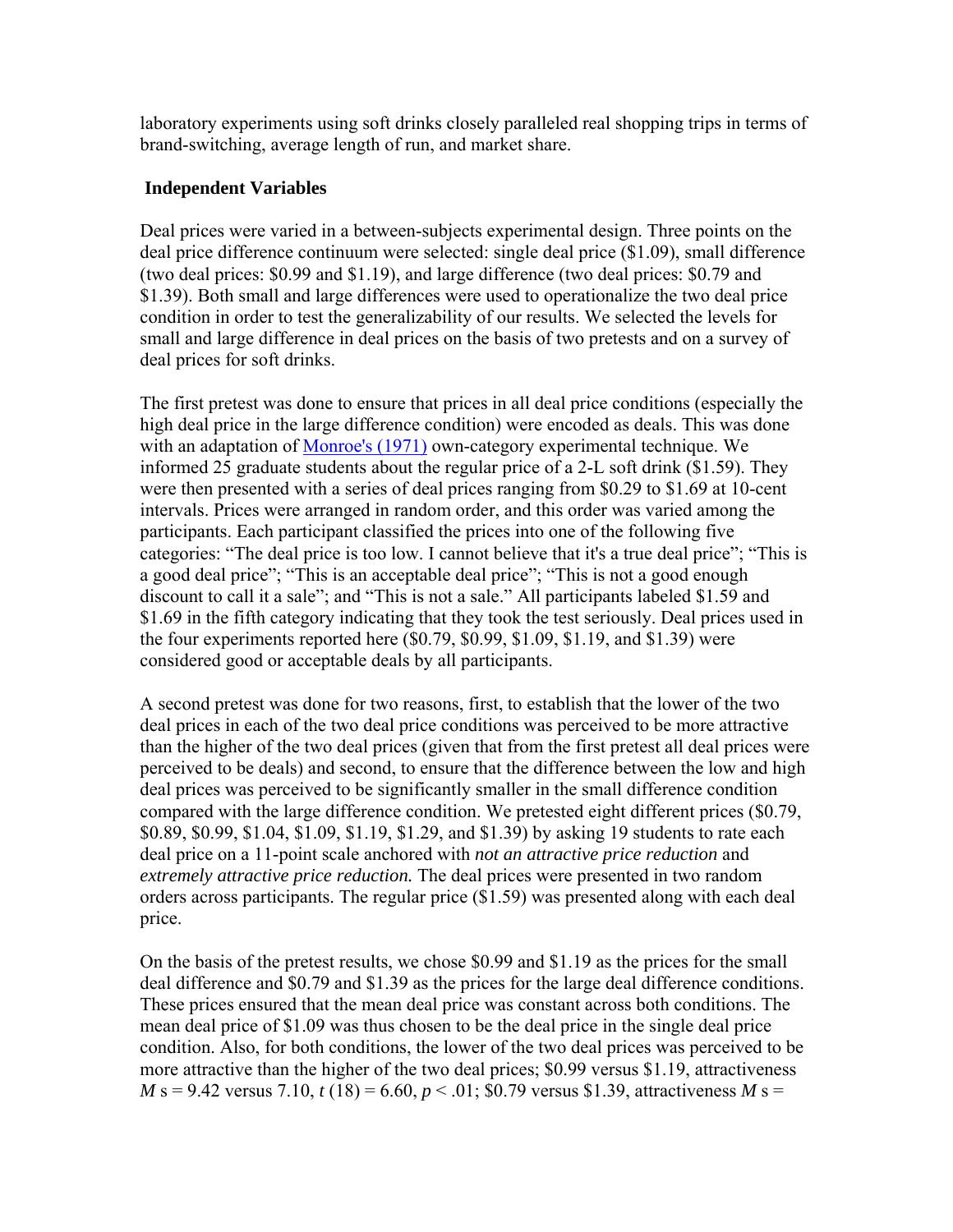laboratory experiments using soft drinks closely paralleled real shopping trips in terms of brand-switching, average length of run, and market share.

## Independent Variables

Deal prices were varied in a between-subjects experimental design. Three points on the deal price difference continuum were selected: single deal price ($1.09), small difference (two deal prices: $0.99 and $1.19), and large difference (two deal prices: $0.79 and $1.39). Both small and large differences were used to operationalize the two deal price condition in order to test the generalizability of our results. We selected the levels for small and large difference in deal prices on the basis of two pretests and on a survey of deal prices for soft drinks.

The first pretest was done to ensure that prices in all deal price conditions (especially the high deal price in the large difference condition) were encoded as deals. This was done with an adaptation of Monroe's (1971) own-category experimental technique. We informed 25 graduate students about the regular price of a 2-L soft drink ($1.59). They were then presented with a series of deal prices ranging from $0.29 to $1.69 at 10-cent intervals. Prices were arranged in random order, and this order was varied among the participants. Each participant classified the prices into one of the following five categories: "The deal price is too low. I cannot believe that it's a true deal price"; "This is a good deal price"; "This is an acceptable deal price"; "This is not a good enough discount to call it a sale"; and "This is not a sale." All participants labeled $1.59 and $1.69 in the fifth category indicating that they took the test seriously. Deal prices used in the four experiments reported here ($0.79, $0.99, $1.09, $1.19, and $1.39) were considered good or acceptable deals by all participants.

A second pretest was done for two reasons, first, to establish that the lower of the two deal prices in each of the two deal price conditions was perceived to be more attractive than the higher of the two deal prices (given that from the first pretest all deal prices were perceived to be deals) and second, to ensure that the difference between the low and high deal prices was perceived to be significantly smaller in the small difference condition compared with the large difference condition. We pretested eight different prices ($0.79, $0.89, $0.99, $1.04, $1.09, $1.19, $1.29, and $1.39) by asking 19 students to rate each deal price on a 11-point scale anchored with *not an attractive price reduction* and *extremely attractive price reduction.* The deal prices were presented in two random orders across participants. The regular price ($1.59) was presented along with each deal price.

On the basis of the pretest results, we chose $0.99 and $1.19 as the prices for the small deal difference and $0.79 and $1.39 as the prices for the large deal difference conditions. These prices ensured that the mean deal price was constant across both conditions. The mean deal price of $1.09 was thus chosen to be the deal price in the single deal price condition. Also, for both conditions, the lower of the two deal prices was perceived to be more attractive than the higher of the two deal prices; $0.99 versus $1.19, attractiveness $M$s = 9.42 versus 7.10, $t(18) = 6.60$, $p < .01$; $0.79 versus $1.39, attractiveness $M$s =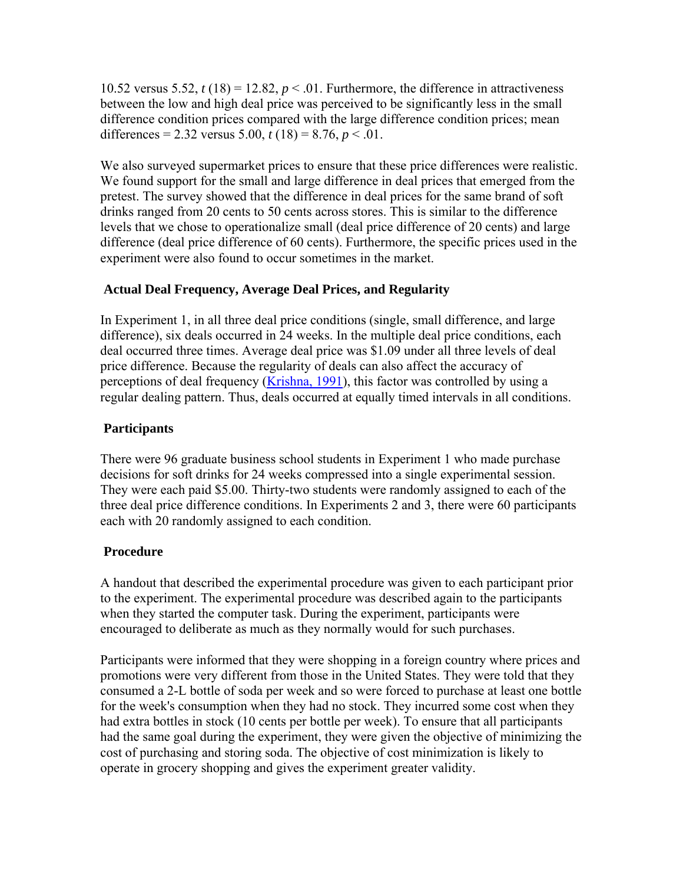10.52 versus 5.52, $t(18) = 12.82$, $p < .01$. Furthermore, the difference in attractiveness between the low and high deal price was perceived to be significantly less in the small difference condition prices compared with the large difference condition prices; mean differences = 2.32 versus 5.00, $t(18) = 8.76$, $p < .01$.

We also surveyed supermarket prices to ensure that these price differences were realistic. We found support for the small and large difference in deal prices that emerged from the pretest. The survey showed that the difference in deal prices for the same brand of soft drinks ranged from 20 cents to 50 cents across stores. This is similar to the difference levels that we chose to operationalize small (deal price difference of 20 cents) and large difference (deal price difference of 60 cents). Furthermore, the specific prices used in the experiment were also found to occur sometimes in the market.

### Actual Deal Frequency, Average Deal Prices, and Regularity

In Experiment 1, in all three deal price conditions (single, small difference, and large difference), six deals occurred in 24 weeks. In the multiple deal price conditions, each deal occurred three times. Average deal price was $1.09 under all three levels of deal price difference. Because the regularity of deals can also affect the accuracy of perceptions of deal frequency (Krishna, 1991), this factor was controlled by using a regular dealing pattern. Thus, deals occurred at equally timed intervals in all conditions.

### Participants

There were 96 graduate business school students in Experiment 1 who made purchase decisions for soft drinks for 24 weeks compressed into a single experimental session. They were each paid $5.00. Thirty-two students were randomly assigned to each of the three deal price difference conditions. In Experiments 2 and 3, there were 60 participants each with 20 randomly assigned to each condition.

### Procedure

A handout that described the experimental procedure was given to each participant prior to the experiment. The experimental procedure was described again to the participants when they started the computer task. During the experiment, participants were encouraged to deliberate as much as they normally would for such purchases.

Participants were informed that they were shopping in a foreign country where prices and promotions were very different from those in the United States. They were told that they consumed a 2-L bottle of soda per week and so were forced to purchase at least one bottle for the week's consumption when they had no stock. They incurred some cost when they had extra bottles in stock (10 cents per bottle per week). To ensure that all participants had the same goal during the experiment, they were given the objective of minimizing the cost of purchasing and storing soda. The objective of cost minimization is likely to operate in grocery shopping and gives the experiment greater validity.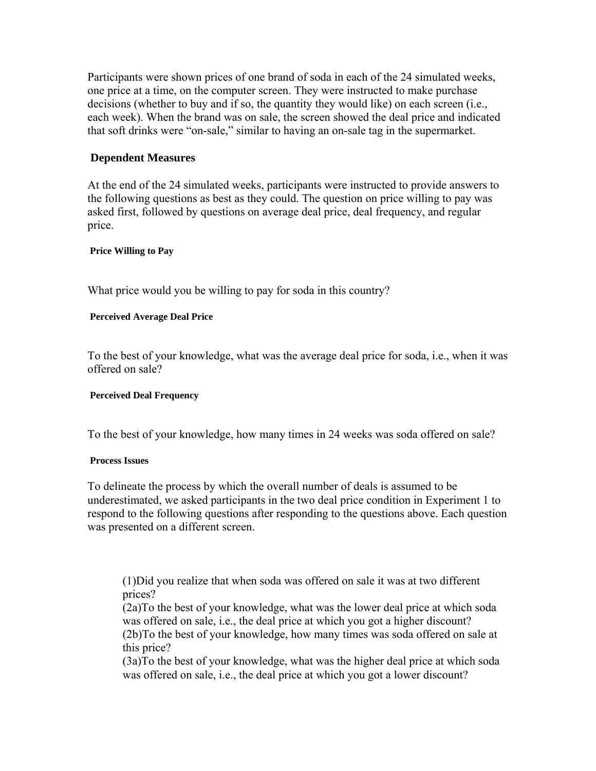Participants were shown prices of one brand of soda in each of the 24 simulated weeks, one price at a time, on the computer screen. They were instructed to make purchase decisions (whether to buy and if so, the quantity they would like) on each screen (i.e., each week). When the brand was on sale, the screen showed the deal price and indicated that soft drinks were "on-sale," similar to having an on-sale tag in the supermarket.

## Dependent Measures

At the end of the 24 simulated weeks, participants were instructed to provide answers to the following questions as best as they could. The question on price willing to pay was asked first, followed by questions on average deal price, deal frequency, and regular price.

#### Price Willing to Pay

What price would you be willing to pay for soda in this country?

#### Perceived Average Deal Price

To the best of your knowledge, what was the average deal price for soda, i.e., when it was offered on sale?

#### Perceived Deal Frequency

To the best of your knowledge, how many times in 24 weeks was soda offered on sale?

#### Process Issues

To delineate the process by which the overall number of deals is assumed to be underestimated, we asked participants in the two deal price condition in Experiment 1 to respond to the following questions after responding to the questions above. Each question was presented on a different screen.

> (1)Did you realize that when soda was offered on sale it was at two different prices?
> (2a)To the best of your knowledge, what was the lower deal price at which soda was offered on sale, i.e., the deal price at which you got a higher discount?
> (2b)To the best of your knowledge, how many times was soda offered on sale at this price?
> (3a)To the best of your knowledge, what was the higher deal price at which soda was offered on sale, i.e., the deal price at which you got a lower discount?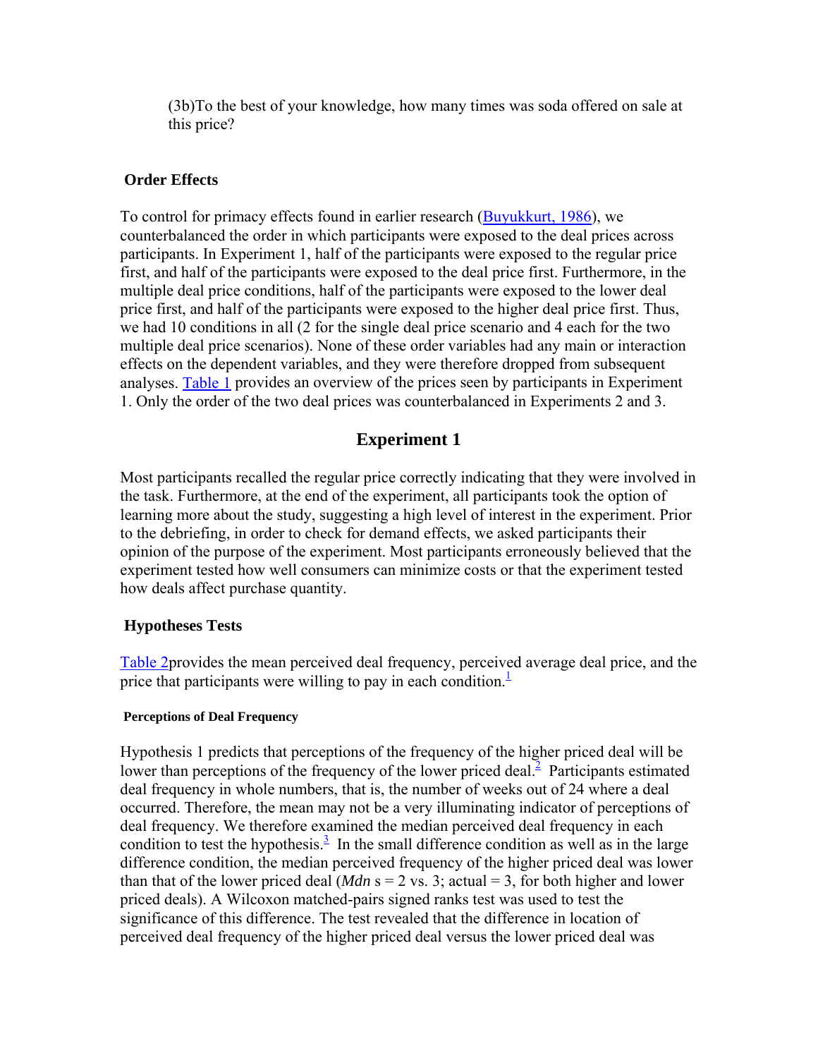(3b)To the best of your knowledge, how many times was soda offered on sale at this price?

### Order Effects

To control for primacy effects found in earlier research (Buyukkurt, 1986), we counterbalanced the order in which participants were exposed to the deal prices across participants. In Experiment 1, half of the participants were exposed to the regular price first, and half of the participants were exposed to the deal price first. Furthermore, in the multiple deal price conditions, half of the participants were exposed to the lower deal price first, and half of the participants were exposed to the higher deal price first. Thus, we had 10 conditions in all (2 for the single deal price scenario and 4 each for the two multiple deal price scenarios). None of these order variables had any main or interaction effects on the dependent variables, and they were therefore dropped from subsequent analyses. Table 1 provides an overview of the prices seen by participants in Experiment 1. Only the order of the two deal prices was counterbalanced in Experiments 2 and 3.

## Experiment 1

Most participants recalled the regular price correctly indicating that they were involved in the task. Furthermore, at the end of the experiment, all participants took the option of learning more about the study, suggesting a high level of interest in the experiment. Prior to the debriefing, in order to check for demand effects, we asked participants their opinion of the purpose of the experiment. Most participants erroneously believed that the experiment tested how well consumers can minimize costs or that the experiment tested how deals affect purchase quantity.

### Hypotheses Tests

Table 2provides the mean perceived deal frequency, perceived average deal price, and the price that participants were willing to pay in each condition.[1]

#### Perceptions of Deal Frequency

Hypothesis 1 predicts that perceptions of the frequency of the higher priced deal will be lower than perceptions of the frequency of the lower priced deal.[2] Participants estimated deal frequency in whole numbers, that is, the number of weeks out of 24 where a deal occurred. Therefore, the mean may not be a very illuminating indicator of perceptions of deal frequency. We therefore examined the median perceived deal frequency in each condition to test the hypothesis.[3] In the small difference condition as well as in the large difference condition, the median perceived frequency of the higher priced deal was lower than that of the lower priced deal (*Mdn* s = 2 vs. 3; actual = 3, for both higher and lower priced deals). A Wilcoxon matched-pairs signed ranks test was used to test the significance of this difference. The test revealed that the difference in location of perceived deal frequency of the higher priced deal versus the lower priced deal was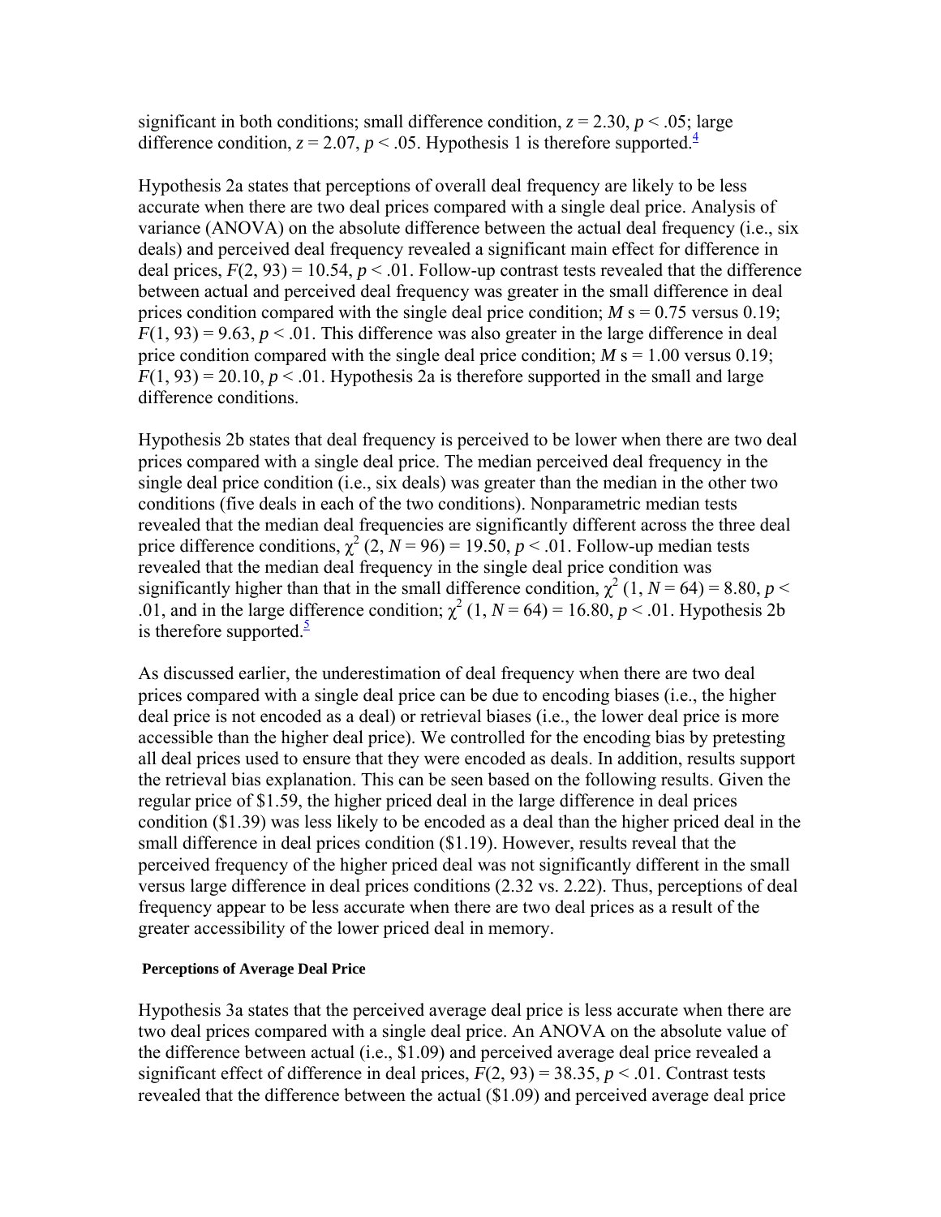significant in both conditions; small difference condition, $z = 2.30$, $p < .05$; large difference condition, $z = 2.07$, $p < .05$. Hypothesis 1 is therefore supported.[4]

Hypothesis 2a states that perceptions of overall deal frequency are likely to be less accurate when there are two deal prices compared with a single deal price. Analysis of variance (ANOVA) on the absolute difference between the actual deal frequency (i.e., six deals) and perceived deal frequency revealed a significant main effect for difference in deal prices, $F(2, 93) = 10.54$, $p < .01$. Follow-up contrast tests revealed that the difference between actual and perceived deal frequency was greater in the small difference in deal prices condition compared with the single deal price condition; *M* s = 0.75 versus 0.19; $F(1, 93) = 9.63$, $p < .01$. This difference was also greater in the large difference in deal price condition compared with the single deal price condition; *M* s = 1.00 versus 0.19; $F(1, 93) = 20.10$, $p < .01$. Hypothesis 2a is therefore supported in the small and large difference conditions.

Hypothesis 2b states that deal frequency is perceived to be lower when there are two deal prices compared with a single deal price. The median perceived deal frequency in the single deal price condition (i.e., six deals) was greater than the median in the other two conditions (five deals in each of the two conditions). Nonparametric median tests revealed that the median deal frequencies are significantly different across the three deal price difference conditions, $\chi^2$ (2, $N = 96$) = 19.50, $p < .01$. Follow-up median tests revealed that the median deal frequency in the single deal price condition was significantly higher than that in the small difference condition, $\chi^2$ (1, $N = 64$) = 8.80, $p < .01$, and in the large difference condition; $\chi^2$ (1, $N = 64$) = 16.80, $p < .01$. Hypothesis 2b is therefore supported.[5]

As discussed earlier, the underestimation of deal frequency when there are two deal prices compared with a single deal price can be due to encoding biases (i.e., the higher deal price is not encoded as a deal) or retrieval biases (i.e., the lower deal price is more accessible than the higher deal price). We controlled for the encoding bias by pretesting all deal prices used to ensure that they were encoded as deals. In addition, results support the retrieval bias explanation. This can be seen based on the following results. Given the regular price of $1.59, the higher priced deal in the large difference in deal prices condition ($1.39) was less likely to be encoded as a deal than the higher priced deal in the small difference in deal prices condition ($1.19). However, results reveal that the perceived frequency of the higher priced deal was not significantly different in the small versus large difference in deal prices conditions (2.32 vs. 2.22). Thus, perceptions of deal frequency appear to be less accurate when there are two deal prices as a result of the greater accessibility of the lower priced deal in memory.

#### Perceptions of Average Deal Price

Hypothesis 3a states that the perceived average deal price is less accurate when there are two deal prices compared with a single deal price. An ANOVA on the absolute value of the difference between actual (i.e., $1.09) and perceived average deal price revealed a significant effect of difference in deal prices, $F(2, 93) = 38.35$, $p < .01$. Contrast tests revealed that the difference between the actual ($1.09) and perceived average deal price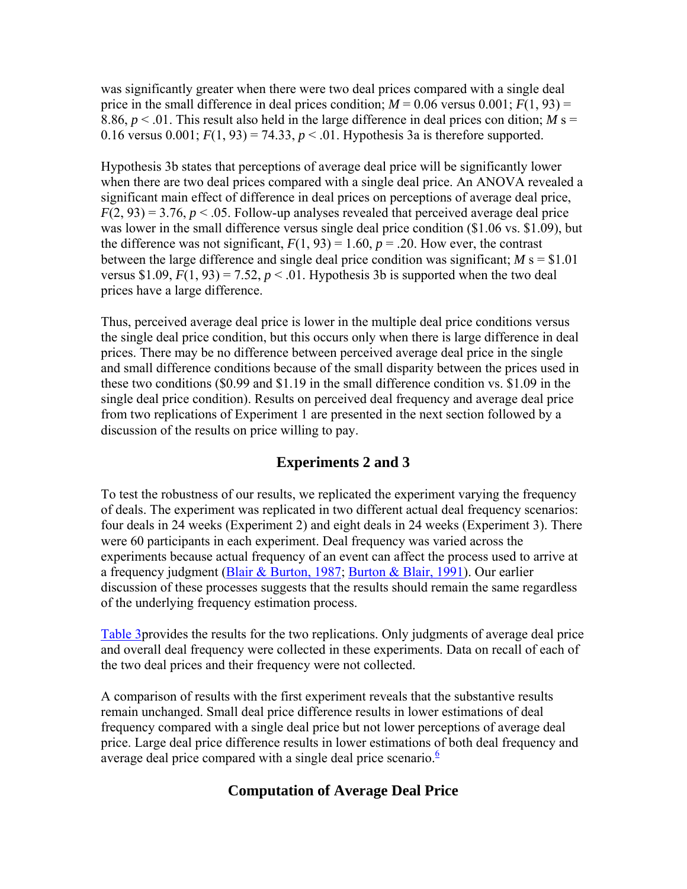was significantly greater when there were two deal prices compared with a single deal price in the small difference in deal prices condition; $M = 0.06$ versus 0.001; $F(1, 93) = 8.86$, $p < .01$. This result also held in the large difference in deal prices con dition; $M$ s = 0.16 versus 0.001; $F(1, 93) = 74.33$, $p < .01$. Hypothesis 3a is therefore supported.

Hypothesis 3b states that perceptions of average deal price will be significantly lower when there are two deal prices compared with a single deal price. An ANOVA revealed a significant main effect of difference in deal prices on perceptions of average deal price, $F(2, 93) = 3.76$, $p < .05$. Follow-up analyses revealed that perceived average deal price was lower in the small difference versus single deal price condition ($1.06 vs. $1.09), but the difference was not significant, $F(1, 93) = 1.60$, $p = .20$. How ever, the contrast between the large difference and single deal price condition was significant; $M$ s = $1.01 versus $1.09, $F(1, 93) = 7.52$, $p < .01$. Hypothesis 3b is supported when the two deal prices have a large difference.

Thus, perceived average deal price is lower in the multiple deal price conditions versus the single deal price condition, but this occurs only when there is large difference in deal prices. There may be no difference between perceived average deal price in the single and small difference conditions because of the small disparity between the prices used in these two conditions ($0.99 and $1.19 in the small difference condition vs. $1.09 in the single deal price condition). Results on perceived deal frequency and average deal price from two replications of Experiment 1 are presented in the next section followed by a discussion of the results on price willing to pay.

## Experiments 2 and 3

To test the robustness of our results, we replicated the experiment varying the frequency of deals. The experiment was replicated in two different actual deal frequency scenarios: four deals in 24 weeks (Experiment 2) and eight deals in 24 weeks (Experiment 3). There were 60 participants in each experiment. Deal frequency was varied across the experiments because actual frequency of an event can affect the process used to arrive at a frequency judgment (Blair & Burton, 1987; Burton & Blair, 1991). Our earlier discussion of these processes suggests that the results should remain the same regardless of the underlying frequency estimation process.

Table 3provides the results for the two replications. Only judgments of average deal price and overall deal frequency were collected in these experiments. Data on recall of each of the two deal prices and their frequency were not collected.

A comparison of results with the first experiment reveals that the substantive results remain unchanged. Small deal price difference results in lower estimations of deal frequency compared with a single deal price but not lower perceptions of average deal price. Large deal price difference results in lower estimations of both deal frequency and average deal price compared with a single deal price scenario.[6]

## Computation of Average Deal Price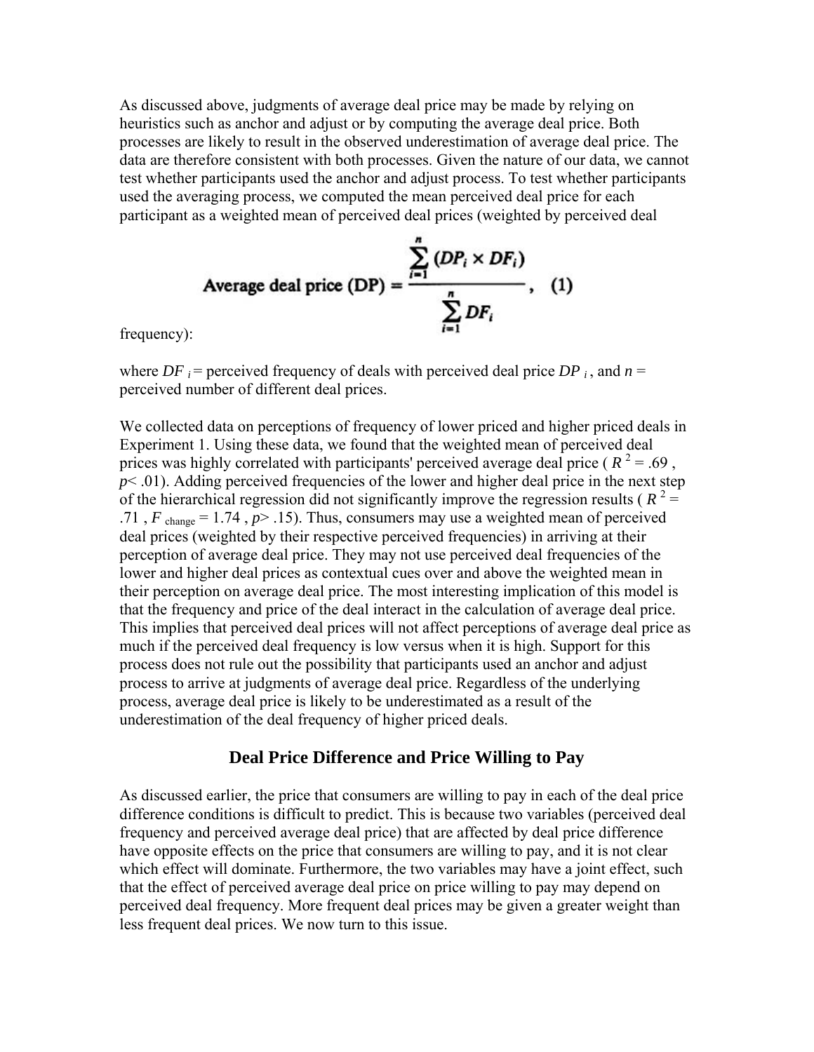As discussed above, judgments of average deal price may be made by relying on heuristics such as anchor and adjust or by computing the average deal price. Both processes are likely to result in the observed underestimation of average deal price. The data are therefore consistent with both processes. Given the nature of our data, we cannot test whether participants used the anchor and adjust process. To test whether participants used the averaging process, we computed the mean perceived deal price for each participant as a weighted mean of perceived deal prices (weighted by perceived deal frequency):

$$\textbf{Average deal price (DP)} = \frac{\sum_{i=1}^{n} (DP_i \times DF_i)}{\sum_{i=1}^{n} DF_i}, \quad (1)$$

where $DF_i$ = perceived frequency of deals with perceived deal price $DP_i$, and $n$ = perceived number of different deal prices.

We collected data on perceptions of frequency of lower priced and higher priced deals in Experiment 1. Using these data, we found that the weighted mean of perceived deal prices was highly correlated with participants' perceived average deal price ( $R^2 = .69$ , $p < .01$). Adding perceived frequencies of the lower and higher deal price in the next step of the hierarchical regression did not significantly improve the regression results ( $R^2 = .71$ , $F_{\text{change}} = 1.74$ , $p > .15$). Thus, consumers may use a weighted mean of perceived deal prices (weighted by their respective perceived frequencies) in arriving at their perception of average deal price. They may not use perceived deal frequencies of the lower and higher deal prices as contextual cues over and above the weighted mean in their perception on average deal price. The most interesting implication of this model is that the frequency and price of the deal interact in the calculation of average deal price. This implies that perceived deal prices will not affect perceptions of average deal price as much if the perceived deal frequency is low versus when it is high. Support for this process does not rule out the possibility that participants used an anchor and adjust process to arrive at judgments of average deal price. Regardless of the underlying process, average deal price is likely to be underestimated as a result of the underestimation of the deal frequency of higher priced deals.

## Deal Price Difference and Price Willing to Pay

As discussed earlier, the price that consumers are willing to pay in each of the deal price difference conditions is difficult to predict. This is because two variables (perceived deal frequency and perceived average deal price) that are affected by deal price difference have opposite effects on the price that consumers are willing to pay, and it is not clear which effect will dominate. Furthermore, the two variables may have a joint effect, such that the effect of perceived average deal price on price willing to pay may depend on perceived deal frequency. More frequent deal prices may be given a greater weight than less frequent deal prices. We now turn to this issue.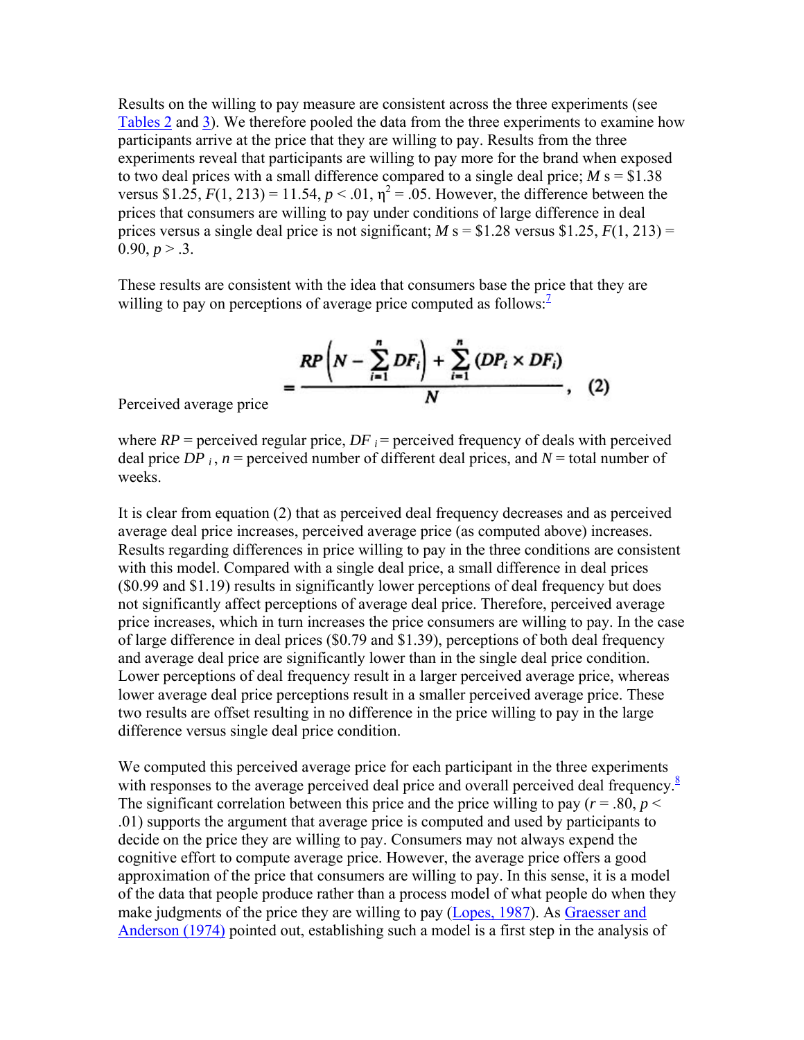Results on the willing to pay measure are consistent across the three experiments (see Tables 2 and 3). We therefore pooled the data from the three experiments to examine how participants arrive at the price that they are willing to pay. Results from the three experiments reveal that participants are willing to pay more for the brand when exposed to two deal prices with a small difference compared to a single deal price; *M* s = \$1.38 versus \$1.25, $F(1, 213) = 11.54$, $p < .01$, $\eta^2 = .05$. However, the difference between the prices that consumers are willing to pay under conditions of large difference in deal prices versus a single deal price is not significant; *M* s = \$1.28 versus \$1.25, $F(1, 213) = 0.90$, $p > .3$.

These results are consistent with the idea that consumers base the price that they are willing to pay on perceptions of average price computed as follows:[7]

$$\text{Perceived average price} = \frac{RP\left(N - \sum_{i=1}^{n} DF_i\right) + \sum_{i=1}^{n} (DP_i \times DF_i)}{N}, \quad (2)$$

where $RP$ = perceived regular price, $DF_i$ = perceived frequency of deals with perceived deal price $DP_i$, $n$ = perceived number of different deal prices, and $N$ = total number of weeks.

It is clear from equation (2) that as perceived deal frequency decreases and as perceived average deal price increases, perceived average price (as computed above) increases. Results regarding differences in price willing to pay in the three conditions are consistent with this model. Compared with a single deal price, a small difference in deal prices (\$0.99 and \$1.19) results in significantly lower perceptions of deal frequency but does not significantly affect perceptions of average deal price. Therefore, perceived average price increases, which in turn increases the price consumers are willing to pay. In the case of large difference in deal prices (\$0.79 and \$1.39), perceptions of both deal frequency and average deal price are significantly lower than in the single deal price condition. Lower perceptions of deal frequency result in a larger perceived average price, whereas lower average deal price perceptions result in a smaller perceived average price. These two results are offset resulting in no difference in the price willing to pay in the large difference versus single deal price condition.

We computed this perceived average price for each participant in the three experiments with responses to the average perceived deal price and overall perceived deal frequency.[8] The significant correlation between this price and the price willing to pay ($r = .80$, $p < .01$) supports the argument that average price is computed and used by participants to decide on the price they are willing to pay. Consumers may not always expend the cognitive effort to compute average price. However, the average price offers a good approximation of the price that consumers are willing to pay. In this sense, it is a model of the data that people produce rather than a process model of what people do when they make judgments of the price they are willing to pay (Lopes, 1987). As Graesser and Anderson (1974) pointed out, establishing such a model is a first step in the analysis of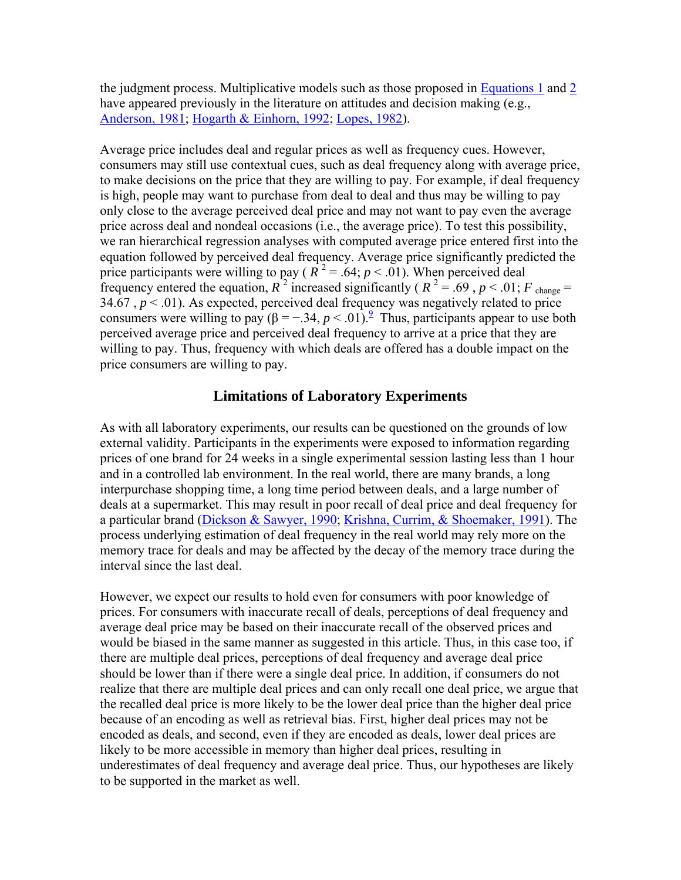the judgment process. Multiplicative models such as those proposed in Equations 1 and 2 have appeared previously in the literature on attitudes and decision making (e.g., Anderson, 1981; Hogarth & Einhorn, 1992; Lopes, 1982).

Average price includes deal and regular prices as well as frequency cues. However, consumers may still use contextual cues, such as deal frequency along with average price, to make decisions on the price that they are willing to pay. For example, if deal frequency is high, people may want to purchase from deal to deal and thus may be willing to pay only close to the average perceived deal price and may not want to pay even the average price across deal and nondeal occasions (i.e., the average price). To test this possibility, we ran hierarchical regression analyses with computed average price entered first into the equation followed by perceived deal frequency. Average price significantly predicted the price participants were willing to pay ( $R^2 = .64$; $p < .01$). When perceived deal frequency entered the equation, $R^2$ increased significantly ( $R^2 = .69$ , $p < .01$; $F_{change} = 34.67$ , $p < .01$). As expected, perceived deal frequency was negatively related to price consumers were willing to pay ($\beta = -.34$, $p < .01$).[9] Thus, participants appear to use both perceived average price and perceived deal frequency to arrive at a price that they are willing to pay. Thus, frequency with which deals are offered has a double impact on the price consumers are willing to pay.

## Limitations of Laboratory Experiments

As with all laboratory experiments, our results can be questioned on the grounds of low external validity. Participants in the experiments were exposed to information regarding prices of one brand for 24 weeks in a single experimental session lasting less than 1 hour and in a controlled lab environment. In the real world, there are many brands, a long interpurchase shopping time, a long time period between deals, and a large number of deals at a supermarket. This may result in poor recall of deal price and deal frequency for a particular brand (Dickson & Sawyer, 1990; Krishna, Currim, & Shoemaker, 1991). The process underlying estimation of deal frequency in the real world may rely more on the memory trace for deals and may be affected by the decay of the memory trace during the interval since the last deal.

However, we expect our results to hold even for consumers with poor knowledge of prices. For consumers with inaccurate recall of deals, perceptions of deal frequency and average deal price may be based on their inaccurate recall of the observed prices and would be biased in the same manner as suggested in this article. Thus, in this case too, if there are multiple deal prices, perceptions of deal frequency and average deal price should be lower than if there were a single deal price. In addition, if consumers do not realize that there are multiple deal prices and can only recall one deal price, we argue that the recalled deal price is more likely to be the lower deal price than the higher deal price because of an encoding as well as retrieval bias. First, higher deal prices may not be encoded as deals, and second, even if they are encoded as deals, lower deal prices are likely to be more accessible in memory than higher deal prices, resulting in underestimates of deal frequency and average deal price. Thus, our hypotheses are likely to be supported in the market as well.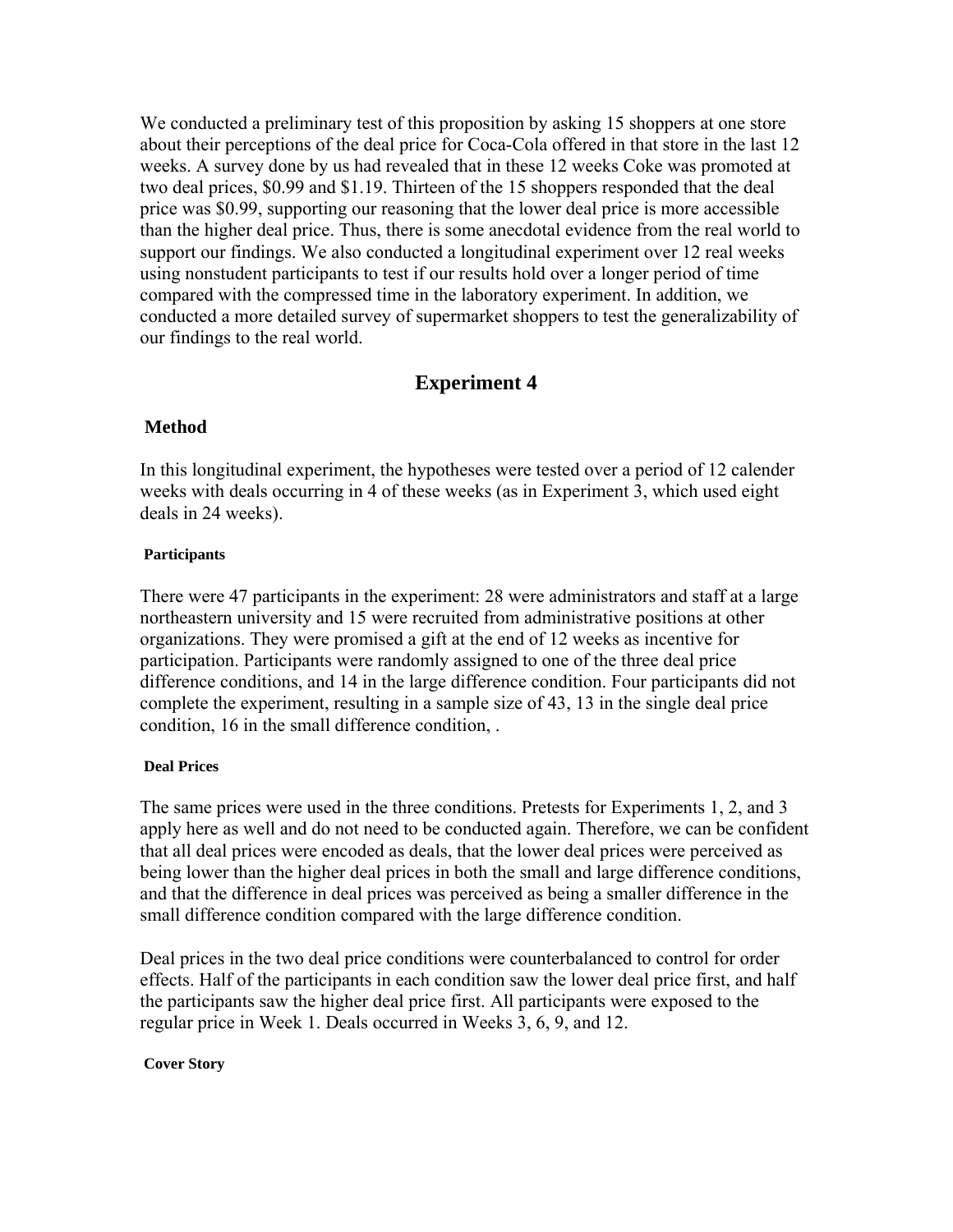We conducted a preliminary test of this proposition by asking 15 shoppers at one store about their perceptions of the deal price for Coca-Cola offered in that store in the last 12 weeks. A survey done by us had revealed that in these 12 weeks Coke was promoted at two deal prices, $0.99 and $1.19. Thirteen of the 15 shoppers responded that the deal price was $0.99, supporting our reasoning that the lower deal price is more accessible than the higher deal price. Thus, there is some anecdotal evidence from the real world to support our findings. We also conducted a longitudinal experiment over 12 real weeks using nonstudent participants to test if our results hold over a longer period of time compared with the compressed time in the laboratory experiment. In addition, we conducted a more detailed survey of supermarket shoppers to test the generalizability of our findings to the real world.

## Experiment 4

### Method

In this longitudinal experiment, the hypotheses were tested over a period of 12 calender weeks with deals occurring in 4 of these weeks (as in Experiment 3, which used eight deals in 24 weeks).

#### Participants

There were 47 participants in the experiment: 28 were administrators and staff at a large northeastern university and 15 were recruited from administrative positions at other organizations. They were promised a gift at the end of 12 weeks as incentive for participation. Participants were randomly assigned to one of the three deal price difference conditions, and 14 in the large difference condition. Four participants did not complete the experiment, resulting in a sample size of 43, 13 in the single deal price condition, 16 in the small difference condition, .

#### Deal Prices

The same prices were used in the three conditions. Pretests for Experiments 1, 2, and 3 apply here as well and do not need to be conducted again. Therefore, we can be confident that all deal prices were encoded as deals, that the lower deal prices were perceived as being lower than the higher deal prices in both the small and large difference conditions, and that the difference in deal prices was perceived as being a smaller difference in the small difference condition compared with the large difference condition.

Deal prices in the two deal price conditions were counterbalanced to control for order effects. Half of the participants in each condition saw the lower deal price first, and half the participants saw the higher deal price first. All participants were exposed to the regular price in Week 1. Deals occurred in Weeks 3, 6, 9, and 12.

#### Cover Story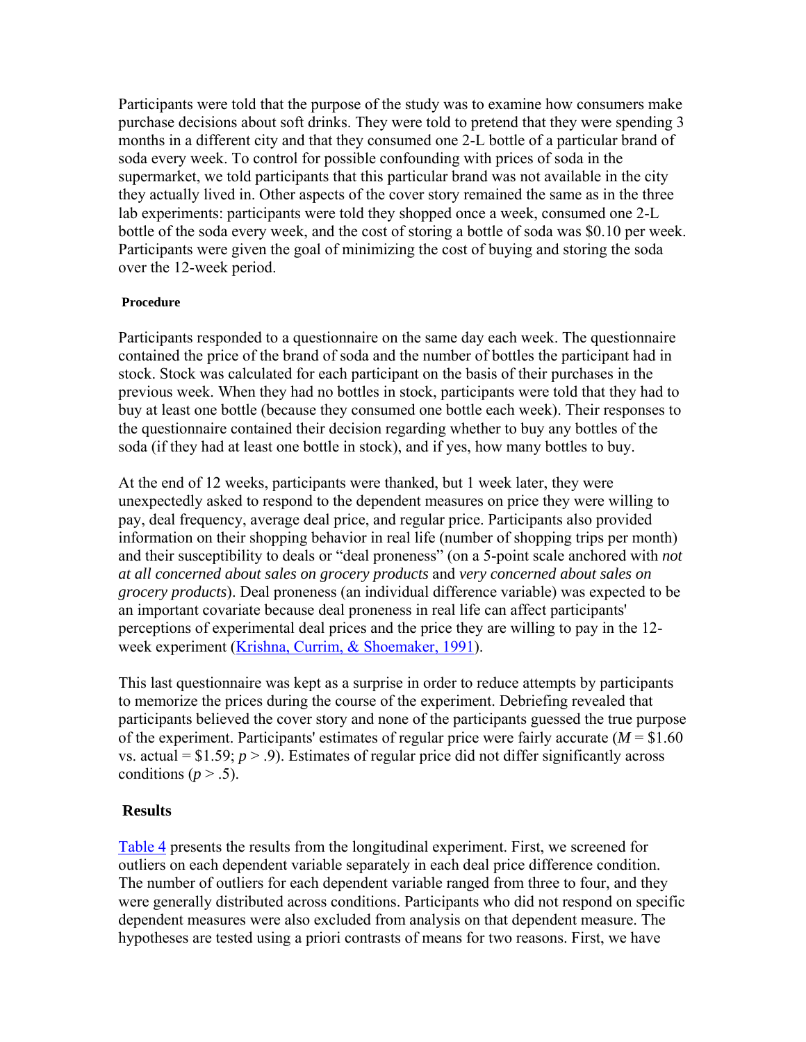Participants were told that the purpose of the study was to examine how consumers make purchase decisions about soft drinks. They were told to pretend that they were spending 3 months in a different city and that they consumed one 2-L bottle of a particular brand of soda every week. To control for possible confounding with prices of soda in the supermarket, we told participants that this particular brand was not available in the city they actually lived in. Other aspects of the cover story remained the same as in the three lab experiments: participants were told they shopped once a week, consumed one 2-L bottle of the soda every week, and the cost of storing a bottle of soda was $0.10 per week. Participants were given the goal of minimizing the cost of buying and storing the soda over the 12-week period.

#### Procedure

Participants responded to a questionnaire on the same day each week. The questionnaire contained the price of the brand of soda and the number of bottles the participant had in stock. Stock was calculated for each participant on the basis of their purchases in the previous week. When they had no bottles in stock, participants were told that they had to buy at least one bottle (because they consumed one bottle each week). Their responses to the questionnaire contained their decision regarding whether to buy any bottles of the soda (if they had at least one bottle in stock), and if yes, how many bottles to buy.

At the end of 12 weeks, participants were thanked, but 1 week later, they were unexpectedly asked to respond to the dependent measures on price they were willing to pay, deal frequency, average deal price, and regular price. Participants also provided information on their shopping behavior in real life (number of shopping trips per month) and their susceptibility to deals or "deal proneness" (on a 5-point scale anchored with *not at all concerned about sales on grocery products* and *very concerned about sales on grocery products*). Deal proneness (an individual difference variable) was expected to be an important covariate because deal proneness in real life can affect participants' perceptions of experimental deal prices and the price they are willing to pay in the 12-week experiment (Krishna, Currim, & Shoemaker, 1991).

This last questionnaire was kept as a surprise in order to reduce attempts by participants to memorize the prices during the course of the experiment. Debriefing revealed that participants believed the cover story and none of the participants guessed the true purpose of the experiment. Participants' estimates of regular price were fairly accurate ($M$ = \$1.60 vs. actual = \$1.59; $p > .9$). Estimates of regular price did not differ significantly across conditions ($p > .5$).

### Results

Table 4 presents the results from the longitudinal experiment. First, we screened for outliers on each dependent variable separately in each deal price difference condition. The number of outliers for each dependent variable ranged from three to four, and they were generally distributed across conditions. Participants who did not respond on specific dependent measures were also excluded from analysis on that dependent measure. The hypotheses are tested using a priori contrasts of means for two reasons. First, we have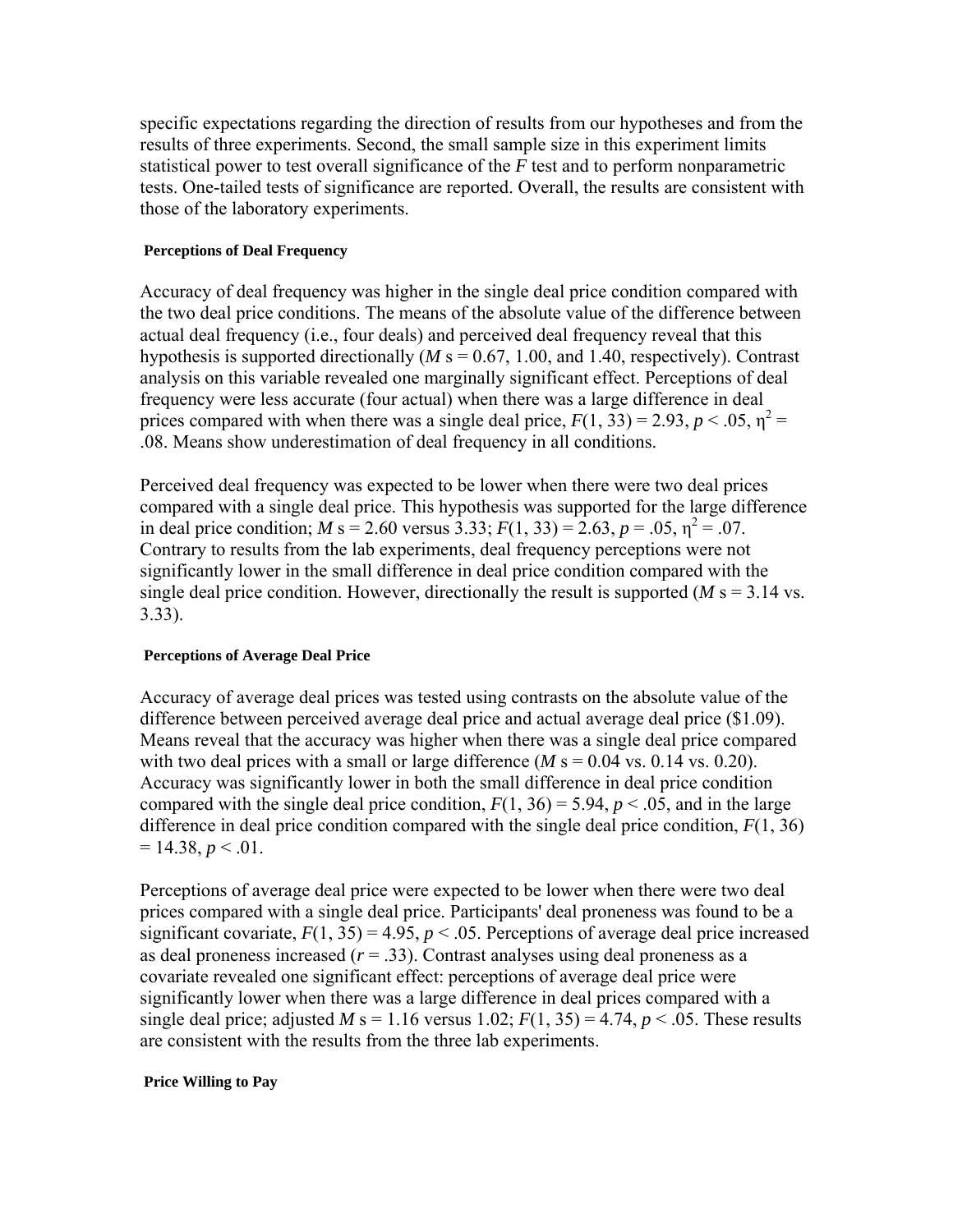specific expectations regarding the direction of results from our hypotheses and from the results of three experiments. Second, the small sample size in this experiment limits statistical power to test overall significance of the *F* test and to perform nonparametric tests. One-tailed tests of significance are reported. Overall, the results are consistent with those of the laboratory experiments.

#### Perceptions of Deal Frequency

Accuracy of deal frequency was higher in the single deal price condition compared with the two deal price conditions. The means of the absolute value of the difference between actual deal frequency (i.e., four deals) and perceived deal frequency reveal that this hypothesis is supported directionally (*M* s = 0.67, 1.00, and 1.40, respectively). Contrast analysis on this variable revealed one marginally significant effect. Perceptions of deal frequency were less accurate (four actual) when there was a large difference in deal prices compared with when there was a single deal price, $F(1, 33) = 2.93$, $p < .05$, $\eta^2 = .08$. Means show underestimation of deal frequency in all conditions.

Perceived deal frequency was expected to be lower when there were two deal prices compared with a single deal price. This hypothesis was supported for the large difference in deal price condition; *M* s = 2.60 versus 3.33; $F(1, 33) = 2.63$, $p = .05$, $\eta^2 = .07$. Contrary to results from the lab experiments, deal frequency perceptions were not significantly lower in the small difference in deal price condition compared with the single deal price condition. However, directionally the result is supported (*M* s = 3.14 vs. 3.33).

#### Perceptions of Average Deal Price

Accuracy of average deal prices was tested using contrasts on the absolute value of the difference between perceived average deal price and actual average deal price ($1.09). Means reveal that the accuracy was higher when there was a single deal price compared with two deal prices with a small or large difference (*M* s = 0.04 vs. 0.14 vs. 0.20). Accuracy was significantly lower in both the small difference in deal price condition compared with the single deal price condition, $F(1, 36) = 5.94$, $p < .05$, and in the large difference in deal price condition compared with the single deal price condition, $F(1, 36) = 14.38$, $p < .01$.

Perceptions of average deal price were expected to be lower when there were two deal prices compared with a single deal price. Participants' deal proneness was found to be a significant covariate, $F(1, 35) = 4.95$, $p < .05$. Perceptions of average deal price increased as deal proneness increased ($r = .33$). Contrast analyses using deal proneness as a covariate revealed one significant effect: perceptions of average deal price were significantly lower when there was a large difference in deal prices compared with a single deal price; adjusted *M* s = 1.16 versus 1.02; $F(1, 35) = 4.74$, $p < .05$. These results are consistent with the results from the three lab experiments.

#### Price Willing to Pay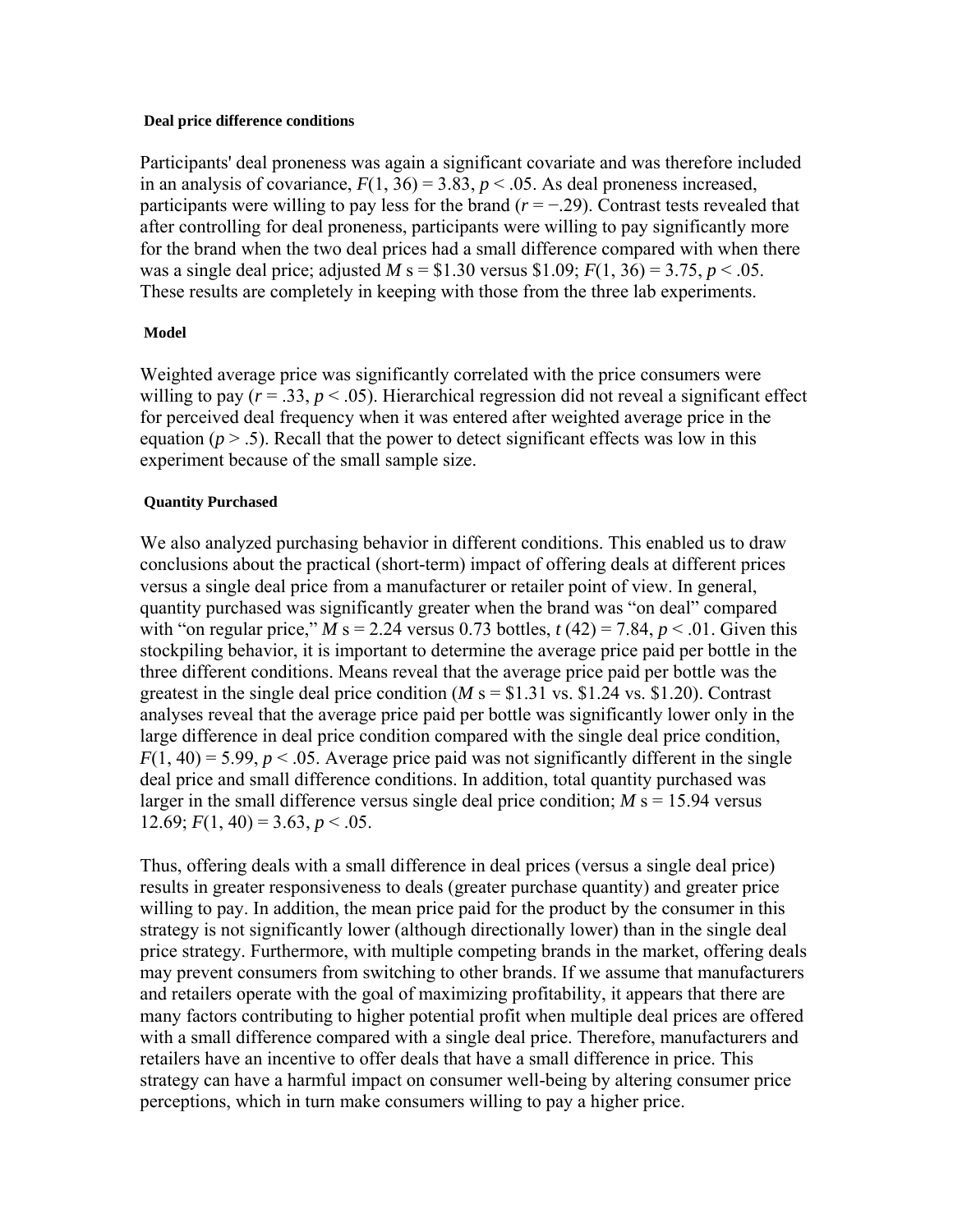#### Deal price difference conditions

Participants' deal proneness was again a significant covariate and was therefore included in an analysis of covariance, $F(1, 36) = 3.83$, $p < .05$. As deal proneness increased, participants were willing to pay less for the brand ($r = -.29$). Contrast tests revealed that after controlling for deal proneness, participants were willing to pay significantly more for the brand when the two deal prices had a small difference compared with when there was a single deal price; adjusted $M$ s = $1.30 versus $1.09; $F(1, 36) = 3.75$, $p < .05$. These results are completely in keeping with those from the three lab experiments.

#### Model

Weighted average price was significantly correlated with the price consumers were willing to pay ($r = .33$, $p < .05$). Hierarchical regression did not reveal a significant effect for perceived deal frequency when it was entered after weighted average price in the equation ($p > .5$). Recall that the power to detect significant effects was low in this experiment because of the small sample size.

#### Quantity Purchased

We also analyzed purchasing behavior in different conditions. This enabled us to draw conclusions about the practical (short-term) impact of offering deals at different prices versus a single deal price from a manufacturer or retailer point of view. In general, quantity purchased was significantly greater when the brand was "on deal" compared with "on regular price," $M$ s = 2.24 versus 0.73 bottles, $t(42) = 7.84$, $p < .01$. Given this stockpiling behavior, it is important to determine the average price paid per bottle in the three different conditions. Means reveal that the average price paid per bottle was the greatest in the single deal price condition ($M$ s = $1.31 vs. $1.24 vs. $1.20). Contrast analyses reveal that the average price paid per bottle was significantly lower only in the large difference in deal price condition compared with the single deal price condition, $F(1, 40) = 5.99$, $p < .05$. Average price paid was not significantly different in the single deal price and small difference conditions. In addition, total quantity purchased was larger in the small difference versus single deal price condition; $M$ s = 15.94 versus 12.69; $F(1, 40) = 3.63$, $p < .05$.

Thus, offering deals with a small difference in deal prices (versus a single deal price) results in greater responsiveness to deals (greater purchase quantity) and greater price willing to pay. In addition, the mean price paid for the product by the consumer in this strategy is not significantly lower (although directionally lower) than in the single deal price strategy. Furthermore, with multiple competing brands in the market, offering deals may prevent consumers from switching to other brands. If we assume that manufacturers and retailers operate with the goal of maximizing profitability, it appears that there are many factors contributing to higher potential profit when multiple deal prices are offered with a small difference compared with a single deal price. Therefore, manufacturers and retailers have an incentive to offer deals that have a small difference in price. This strategy can have a harmful impact on consumer well-being by altering consumer price perceptions, which in turn make consumers willing to pay a higher price.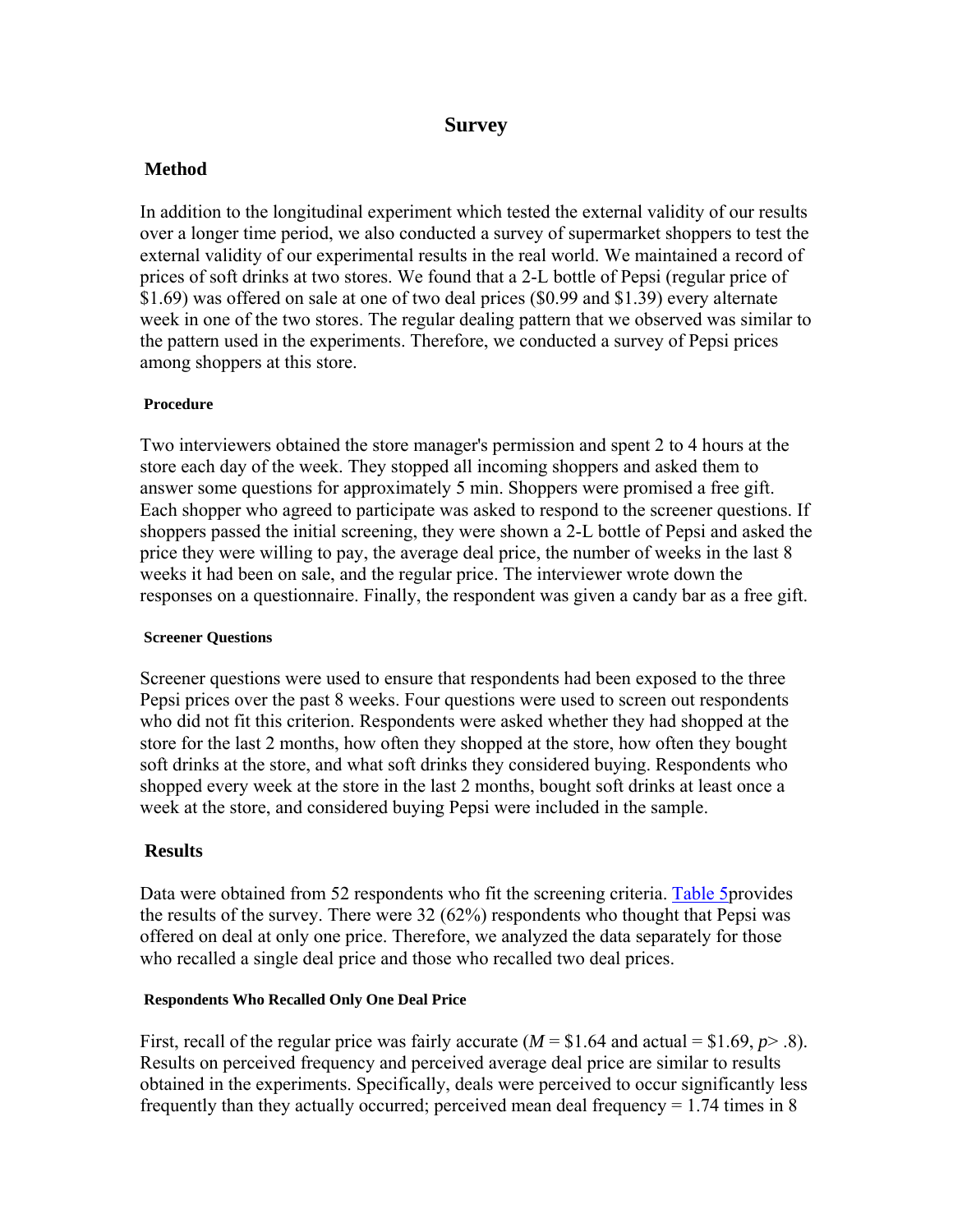# Survey

## Method

In addition to the longitudinal experiment which tested the external validity of our results over a longer time period, we also conducted a survey of supermarket shoppers to test the external validity of our experimental results in the real world. We maintained a record of prices of soft drinks at two stores. We found that a 2-L bottle of Pepsi (regular price of $1.69) was offered on sale at one of two deal prices ($0.99 and $1.39) every alternate week in one of the two stores. The regular dealing pattern that we observed was similar to the pattern used in the experiments. Therefore, we conducted a survey of Pepsi prices among shoppers at this store.

### Procedure

Two interviewers obtained the store manager's permission and spent 2 to 4 hours at the store each day of the week. They stopped all incoming shoppers and asked them to answer some questions for approximately 5 min. Shoppers were promised a free gift. Each shopper who agreed to participate was asked to respond to the screener questions. If shoppers passed the initial screening, they were shown a 2-L bottle of Pepsi and asked the price they were willing to pay, the average deal price, the number of weeks in the last 8 weeks it had been on sale, and the regular price. The interviewer wrote down the responses on a questionnaire. Finally, the respondent was given a candy bar as a free gift.

### Screener Questions

Screener questions were used to ensure that respondents had been exposed to the three Pepsi prices over the past 8 weeks. Four questions were used to screen out respondents who did not fit this criterion. Respondents were asked whether they had shopped at the store for the last 2 months, how often they shopped at the store, how often they bought soft drinks at the store, and what soft drinks they considered buying. Respondents who shopped every week at the store in the last 2 months, bought soft drinks at least once a week at the store, and considered buying Pepsi were included in the sample.

## Results

Data were obtained from 52 respondents who fit the screening criteria. Table 5provides the results of the survey. There were 32 (62%) respondents who thought that Pepsi was offered on deal at only one price. Therefore, we analyzed the data separately for those who recalled a single deal price and those who recalled two deal prices.

### Respondents Who Recalled Only One Deal Price

First, recall of the regular price was fairly accurate ($M$ = $1.64 and actual = $1.69, $p > .8$). Results on perceived frequency and perceived average deal price are similar to results obtained in the experiments. Specifically, deals were perceived to occur significantly less frequently than they actually occurred; perceived mean deal frequency = 1.74 times in 8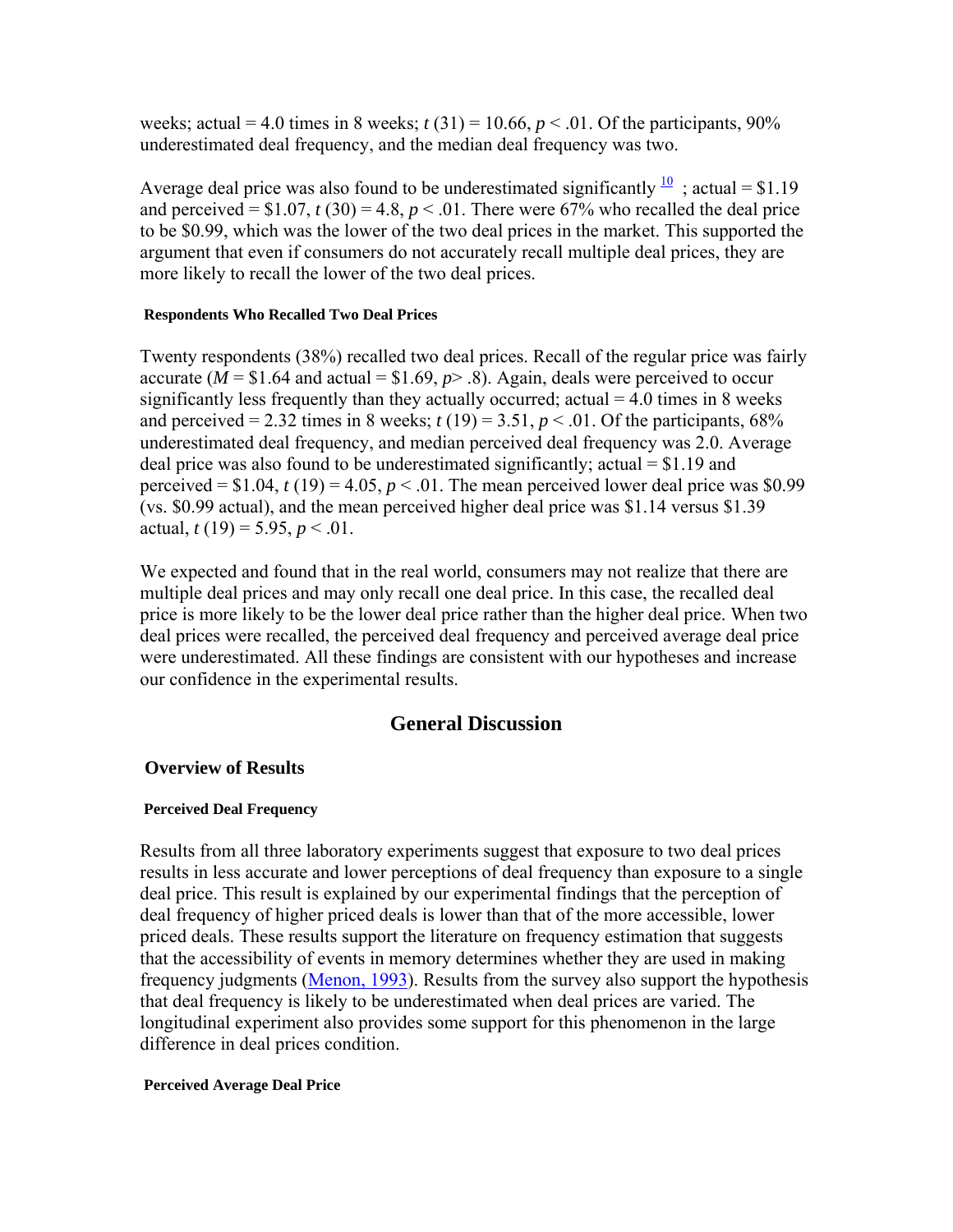weeks; actual = 4.0 times in 8 weeks; $t(31) = 10.66$, $p < .01$. Of the participants, 90% underestimated deal frequency, and the median deal frequency was two.

Average deal price was also found to be underestimated significantly [10] ; actual = $1.19 and perceived = $1.07, $t(30) = 4.8$, $p < .01$. There were 67% who recalled the deal price to be $0.99, which was the lower of the two deal prices in the market. This supported the argument that even if consumers do not accurately recall multiple deal prices, they are more likely to recall the lower of the two deal prices.

#### Respondents Who Recalled Two Deal Prices

Twenty respondents (38%) recalled two deal prices. Recall of the regular price was fairly accurate ($M$ = $1.64 and actual = $1.69, $p > .8$). Again, deals were perceived to occur significantly less frequently than they actually occurred; actual = 4.0 times in 8 weeks and perceived = 2.32 times in 8 weeks; $t(19) = 3.51$, $p < .01$. Of the participants, 68% underestimated deal frequency, and median perceived deal frequency was 2.0. Average deal price was also found to be underestimated significantly; actual = $1.19 and perceived = $1.04, $t(19) = 4.05$, $p < .01$. The mean perceived lower deal price was $0.99 (vs. $0.99 actual), and the mean perceived higher deal price was $1.14 versus $1.39 actual, $t(19) = 5.95$, $p < .01$.

We expected and found that in the real world, consumers may not realize that there are multiple deal prices and may only recall one deal price. In this case, the recalled deal price is more likely to be the lower deal price rather than the higher deal price. When two deal prices were recalled, the perceived deal frequency and perceived average deal price were underestimated. All these findings are consistent with our hypotheses and increase our confidence in the experimental results.

## General Discussion

### Overview of Results

#### Perceived Deal Frequency

Results from all three laboratory experiments suggest that exposure to two deal prices results in less accurate and lower perceptions of deal frequency than exposure to a single deal price. This result is explained by our experimental findings that the perception of deal frequency of higher priced deals is lower than that of the more accessible, lower priced deals. These results support the literature on frequency estimation that suggests that the accessibility of events in memory determines whether they are used in making frequency judgments (Menon, 1993). Results from the survey also support the hypothesis that deal frequency is likely to be underestimated when deal prices are varied. The longitudinal experiment also provides some support for this phenomenon in the large difference in deal prices condition.

#### Perceived Average Deal Price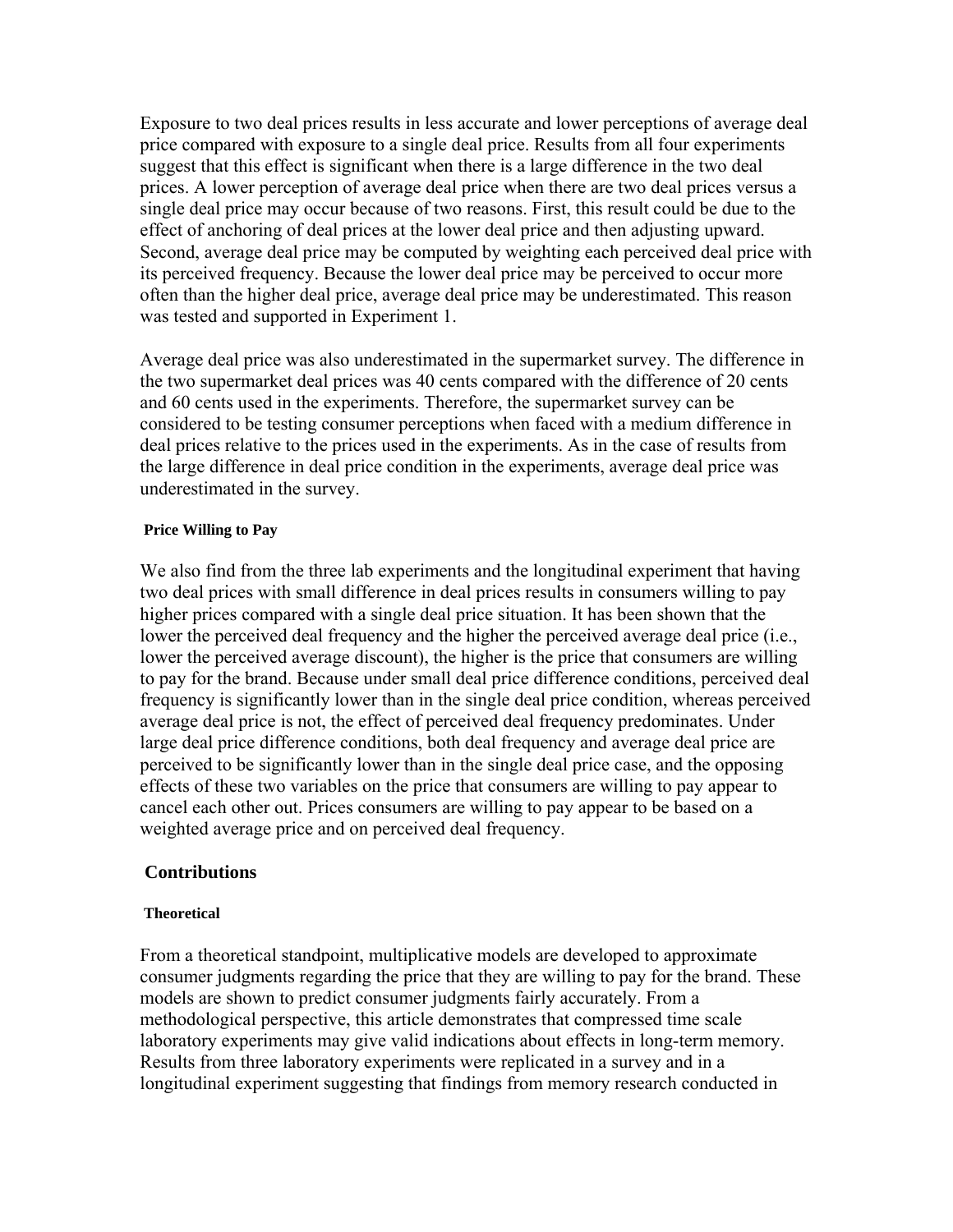Exposure to two deal prices results in less accurate and lower perceptions of average deal price compared with exposure to a single deal price. Results from all four experiments suggest that this effect is significant when there is a large difference in the two deal prices. A lower perception of average deal price when there are two deal prices versus a single deal price may occur because of two reasons. First, this result could be due to the effect of anchoring of deal prices at the lower deal price and then adjusting upward. Second, average deal price may be computed by weighting each perceived deal price with its perceived frequency. Because the lower deal price may be perceived to occur more often than the higher deal price, average deal price may be underestimated. This reason was tested and supported in Experiment 1.

Average deal price was also underestimated in the supermarket survey. The difference in the two supermarket deal prices was 40 cents compared with the difference of 20 cents and 60 cents used in the experiments. Therefore, the supermarket survey can be considered to be testing consumer perceptions when faced with a medium difference in deal prices relative to the prices used in the experiments. As in the case of results from the large difference in deal price condition in the experiments, average deal price was underestimated in the survey.

#### Price Willing to Pay

We also find from the three lab experiments and the longitudinal experiment that having two deal prices with small difference in deal prices results in consumers willing to pay higher prices compared with a single deal price situation. It has been shown that the lower the perceived deal frequency and the higher the perceived average deal price (i.e., lower the perceived average discount), the higher is the price that consumers are willing to pay for the brand. Because under small deal price difference conditions, perceived deal frequency is significantly lower than in the single deal price condition, whereas perceived average deal price is not, the effect of perceived deal frequency predominates. Under large deal price difference conditions, both deal frequency and average deal price are perceived to be significantly lower than in the single deal price case, and the opposing effects of these two variables on the price that consumers are willing to pay appear to cancel each other out. Prices consumers are willing to pay appear to be based on a weighted average price and on perceived deal frequency.

### Contributions

#### Theoretical

From a theoretical standpoint, multiplicative models are developed to approximate consumer judgments regarding the price that they are willing to pay for the brand. These models are shown to predict consumer judgments fairly accurately. From a methodological perspective, this article demonstrates that compressed time scale laboratory experiments may give valid indications about effects in long-term memory. Results from three laboratory experiments were replicated in a survey and in a longitudinal experiment suggesting that findings from memory research conducted in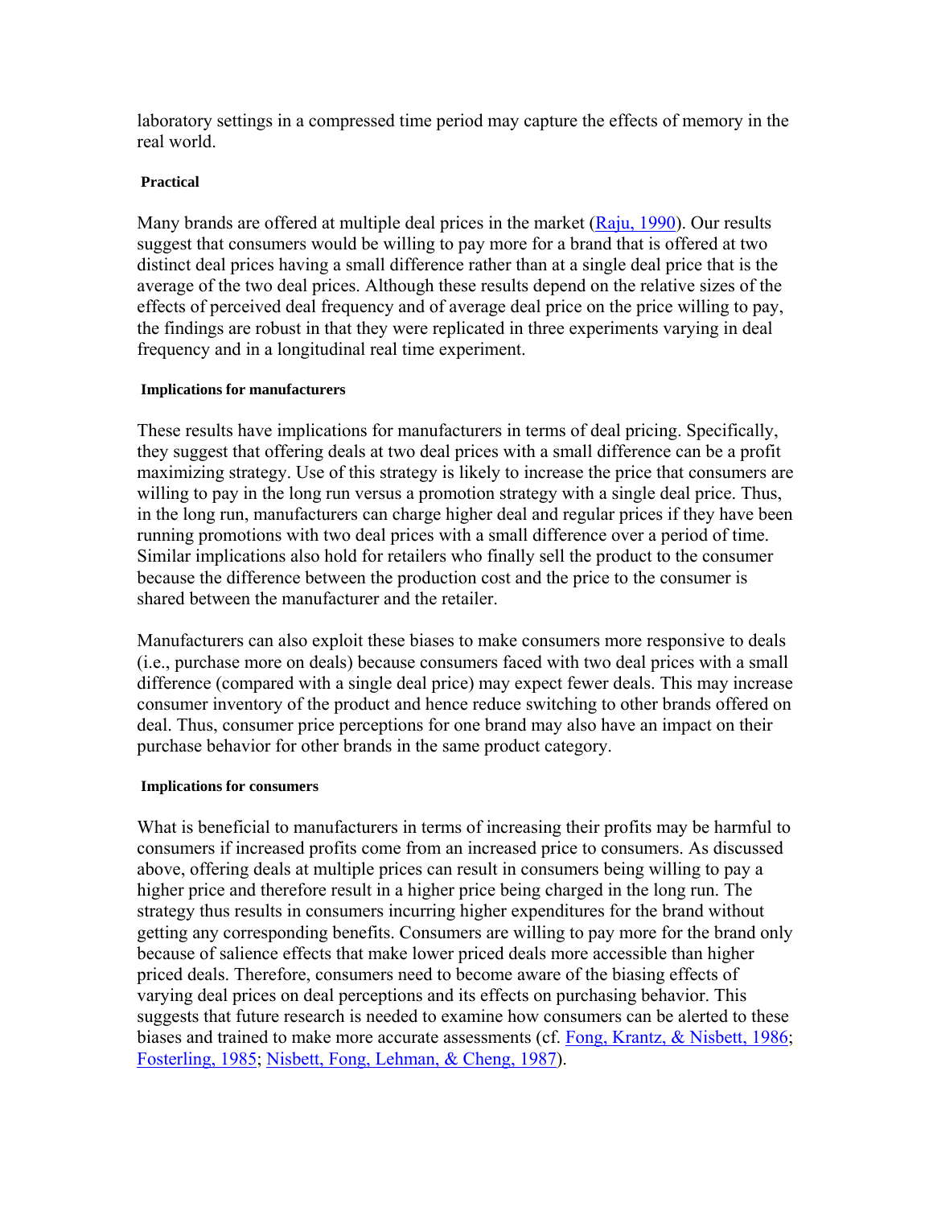laboratory settings in a compressed time period may capture the effects of memory in the real world.

### Practical

Many brands are offered at multiple deal prices in the market (Raju, 1990). Our results suggest that consumers would be willing to pay more for a brand that is offered at two distinct deal prices having a small difference rather than at a single deal price that is the average of the two deal prices. Although these results depend on the relative sizes of the effects of perceived deal frequency and of average deal price on the price willing to pay, the findings are robust in that they were replicated in three experiments varying in deal frequency and in a longitudinal real time experiment.

#### Implications for manufacturers

These results have implications for manufacturers in terms of deal pricing. Specifically, they suggest that offering deals at two deal prices with a small difference can be a profit maximizing strategy. Use of this strategy is likely to increase the price that consumers are willing to pay in the long run versus a promotion strategy with a single deal price. Thus, in the long run, manufacturers can charge higher deal and regular prices if they have been running promotions with two deal prices with a small difference over a period of time. Similar implications also hold for retailers who finally sell the product to the consumer because the difference between the production cost and the price to the consumer is shared between the manufacturer and the retailer.

Manufacturers can also exploit these biases to make consumers more responsive to deals (i.e., purchase more on deals) because consumers faced with two deal prices with a small difference (compared with a single deal price) may expect fewer deals. This may increase consumer inventory of the product and hence reduce switching to other brands offered on deal. Thus, consumer price perceptions for one brand may also have an impact on their purchase behavior for other brands in the same product category.

#### Implications for consumers

What is beneficial to manufacturers in terms of increasing their profits may be harmful to consumers if increased profits come from an increased price to consumers. As discussed above, offering deals at multiple prices can result in consumers being willing to pay a higher price and therefore result in a higher price being charged in the long run. The strategy thus results in consumers incurring higher expenditures for the brand without getting any corresponding benefits. Consumers are willing to pay more for the brand only because of salience effects that make lower priced deals more accessible than higher priced deals. Therefore, consumers need to become aware of the biasing effects of varying deal prices on deal perceptions and its effects on purchasing behavior. This suggests that future research is needed to examine how consumers can be alerted to these biases and trained to make more accurate assessments (cf. Fong, Krantz, & Nisbett, 1986; Fosterling, 1985; Nisbett, Fong, Lehman, & Cheng, 1987).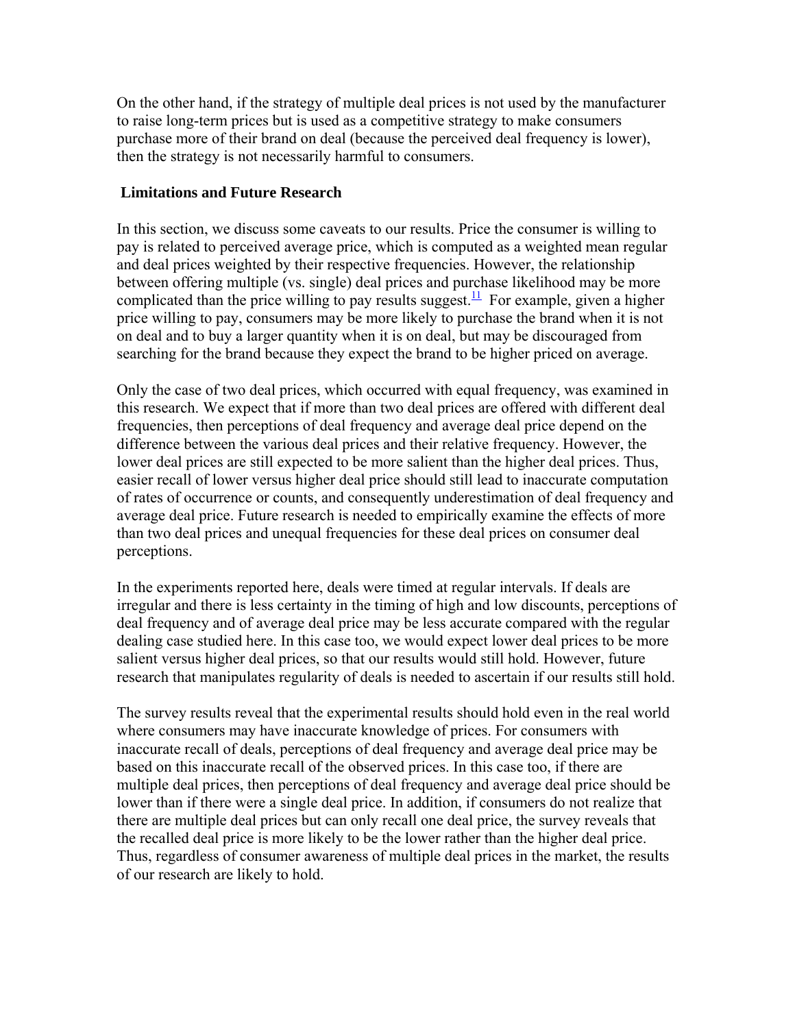On the other hand, if the strategy of multiple deal prices is not used by the manufacturer to raise long-term prices but is used as a competitive strategy to make consumers purchase more of their brand on deal (because the perceived deal frequency is lower), then the strategy is not necessarily harmful to consumers.

## Limitations and Future Research

In this section, we discuss some caveats to our results. Price the consumer is willing to pay is related to perceived average price, which is computed as a weighted mean regular and deal prices weighted by their respective frequencies. However, the relationship between offering multiple (vs. single) deal prices and purchase likelihood may be more complicated than the price willing to pay results suggest.[11] For example, given a higher price willing to pay, consumers may be more likely to purchase the brand when it is not on deal and to buy a larger quantity when it is on deal, but may be discouraged from searching for the brand because they expect the brand to be higher priced on average.

Only the case of two deal prices, which occurred with equal frequency, was examined in this research. We expect that if more than two deal prices are offered with different deal frequencies, then perceptions of deal frequency and average deal price depend on the difference between the various deal prices and their relative frequency. However, the lower deal prices are still expected to be more salient than the higher deal prices. Thus, easier recall of lower versus higher deal price should still lead to inaccurate computation of rates of occurrence or counts, and consequently underestimation of deal frequency and average deal price. Future research is needed to empirically examine the effects of more than two deal prices and unequal frequencies for these deal prices on consumer deal perceptions.

In the experiments reported here, deals were timed at regular intervals. If deals are irregular and there is less certainty in the timing of high and low discounts, perceptions of deal frequency and of average deal price may be less accurate compared with the regular dealing case studied here. In this case too, we would expect lower deal prices to be more salient versus higher deal prices, so that our results would still hold. However, future research that manipulates regularity of deals is needed to ascertain if our results still hold.

The survey results reveal that the experimental results should hold even in the real world where consumers may have inaccurate knowledge of prices. For consumers with inaccurate recall of deals, perceptions of deal frequency and average deal price may be based on this inaccurate recall of the observed prices. In this case too, if there are multiple deal prices, then perceptions of deal frequency and average deal price should be lower than if there were a single deal price. In addition, if consumers do not realize that there are multiple deal prices but can only recall one deal price, the survey reveals that the recalled deal price is more likely to be the lower rather than the higher deal price. Thus, regardless of consumer awareness of multiple deal prices in the market, the results of our research are likely to hold.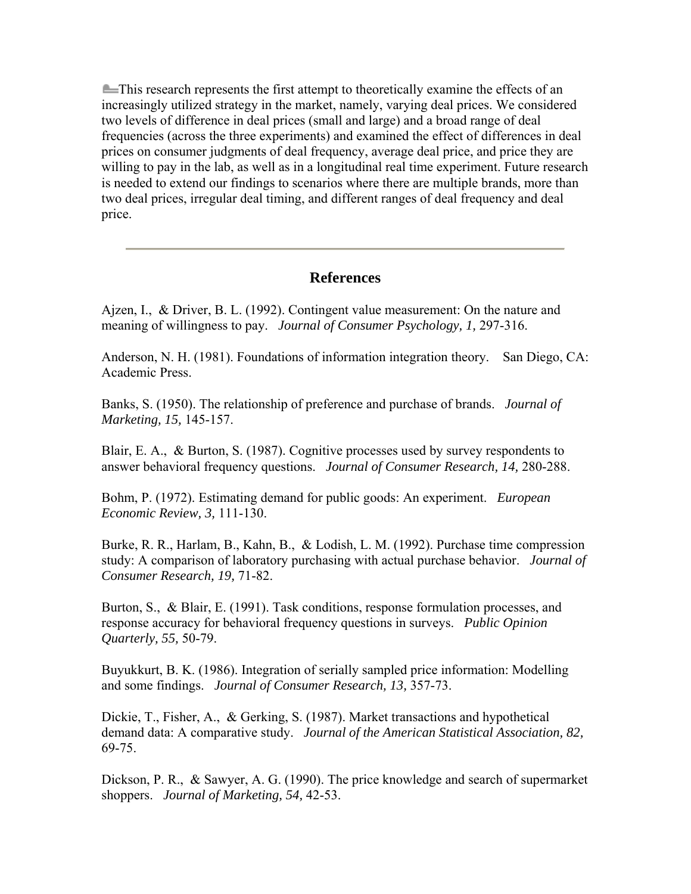This research represents the first attempt to theoretically examine the effects of an increasingly utilized strategy in the market, namely, varying deal prices. We considered two levels of difference in deal prices (small and large) and a broad range of deal frequencies (across the three experiments) and examined the effect of differences in deal prices on consumer judgments of deal frequency, average deal price, and price they are willing to pay in the lab, as well as in a longitudinal real time experiment. Future research is needed to extend our findings to scenarios where there are multiple brands, more than two deal prices, irregular deal timing, and different ranges of deal frequency and deal price.

---

## References

Ajzen, I., & Driver, B. L. (1992). Contingent value measurement: On the nature and meaning of willingness to pay. *Journal of Consumer Psychology, 1,* 297-316.

Anderson, N. H. (1981). Foundations of information integration theory. San Diego, CA: Academic Press.

Banks, S. (1950). The relationship of preference and purchase of brands. *Journal of Marketing, 15,* 145-157.

Blair, E. A., & Burton, S. (1987). Cognitive processes used by survey respondents to answer behavioral frequency questions. *Journal of Consumer Research, 14,* 280-288.

Bohm, P. (1972). Estimating demand for public goods: An experiment. *European Economic Review, 3,* 111-130.

Burke, R. R., Harlam, B., Kahn, B., & Lodish, L. M. (1992). Purchase time compression study: A comparison of laboratory purchasing with actual purchase behavior. *Journal of Consumer Research, 19,* 71-82.

Burton, S., & Blair, E. (1991). Task conditions, response formulation processes, and response accuracy for behavioral frequency questions in surveys. *Public Opinion Quarterly, 55,* 50-79.

Buyukkurt, B. K. (1986). Integration of serially sampled price information: Modelling and some findings. *Journal of Consumer Research, 13,* 357-73.

Dickie, T., Fisher, A., & Gerking, S. (1987). Market transactions and hypothetical demand data: A comparative study. *Journal of the American Statistical Association, 82,* 69-75.

Dickson, P. R., & Sawyer, A. G. (1990). The price knowledge and search of supermarket shoppers. *Journal of Marketing, 54,* 42-53.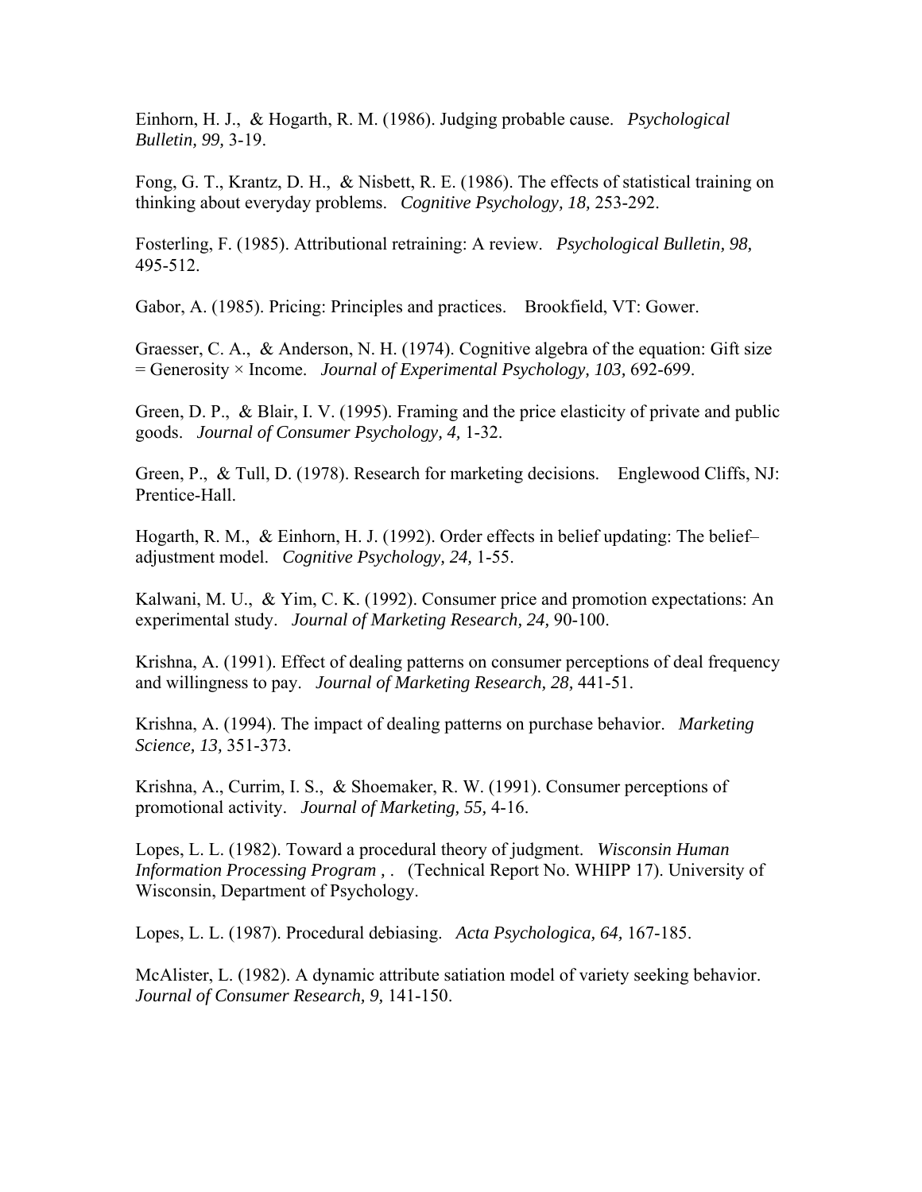Einhorn, H. J., & Hogarth, R. M. (1986). Judging probable cause. *Psychological Bulletin, 99,* 3-19.

Fong, G. T., Krantz, D. H., & Nisbett, R. E. (1986). The effects of statistical training on thinking about everyday problems. *Cognitive Psychology, 18,* 253-292.

Fosterling, F. (1985). Attributional retraining: A review. *Psychological Bulletin, 98,* 495-512.

Gabor, A. (1985). Pricing: Principles and practices. Brookfield, VT: Gower.

Graesser, C. A., & Anderson, N. H. (1974). Cognitive algebra of the equation: Gift size = Generosity × Income. *Journal of Experimental Psychology, 103,* 692-699.

Green, D. P., & Blair, I. V. (1995). Framing and the price elasticity of private and public goods. *Journal of Consumer Psychology, 4,* 1-32.

Green, P., & Tull, D. (1978). Research for marketing decisions. Englewood Cliffs, NJ: Prentice-Hall.

Hogarth, R. M., & Einhorn, H. J. (1992). Order effects in belief updating: The belief–adjustment model. *Cognitive Psychology, 24,* 1-55.

Kalwani, M. U., & Yim, C. K. (1992). Consumer price and promotion expectations: An experimental study. *Journal of Marketing Research, 24,* 90-100.

Krishna, A. (1991). Effect of dealing patterns on consumer perceptions of deal frequency and willingness to pay. *Journal of Marketing Research, 28,* 441-51.

Krishna, A. (1994). The impact of dealing patterns on purchase behavior. *Marketing Science, 13,* 351-373.

Krishna, A., Currim, I. S., & Shoemaker, R. W. (1991). Consumer perceptions of promotional activity. *Journal of Marketing, 55,* 4-16.

Lopes, L. L. (1982). Toward a procedural theory of judgment. *Wisconsin Human Information Processing Program , .* (Technical Report No. WHIPP 17). University of Wisconsin, Department of Psychology.

Lopes, L. L. (1987). Procedural debiasing. *Acta Psychologica, 64,* 167-185.

McAlister, L. (1982). A dynamic attribute satiation model of variety seeking behavior. *Journal of Consumer Research, 9,* 141-150.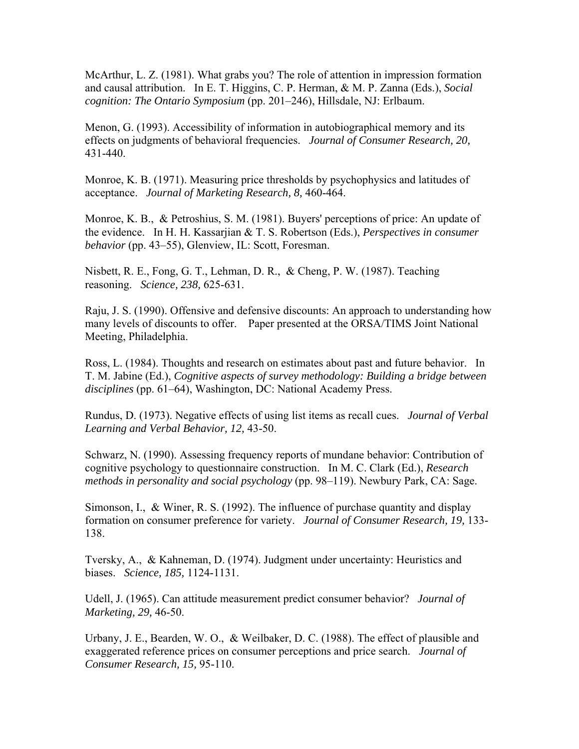McArthur, L. Z. (1981). What grabs you? The role of attention in impression formation and causal attribution. In E. T. Higgins, C. P. Herman, & M. P. Zanna (Eds.), *Social cognition: The Ontario Symposium* (pp. 201–246), Hillsdale, NJ: Erlbaum.

Menon, G. (1993). Accessibility of information in autobiographical memory and its effects on judgments of behavioral frequencies. *Journal of Consumer Research, 20,* 431-440.

Monroe, K. B. (1971). Measuring price thresholds by psychophysics and latitudes of acceptance. *Journal of Marketing Research, 8,* 460-464.

Monroe, K. B., & Petroshius, S. M. (1981). Buyers' perceptions of price: An update of the evidence. In H. H. Kassarjian & T. S. Robertson (Eds.), *Perspectives in consumer behavior* (pp. 43–55), Glenview, IL: Scott, Foresman.

Nisbett, R. E., Fong, G. T., Lehman, D. R., & Cheng, P. W. (1987). Teaching reasoning. *Science, 238,* 625-631.

Raju, J. S. (1990). Offensive and defensive discounts: An approach to understanding how many levels of discounts to offer. Paper presented at the ORSA/TIMS Joint National Meeting, Philadelphia.

Ross, L. (1984). Thoughts and research on estimates about past and future behavior. In T. M. Jabine (Ed.), *Cognitive aspects of survey methodology: Building a bridge between disciplines* (pp. 61–64), Washington, DC: National Academy Press.

Rundus, D. (1973). Negative effects of using list items as recall cues. *Journal of Verbal Learning and Verbal Behavior, 12,* 43-50.

Schwarz, N. (1990). Assessing frequency reports of mundane behavior: Contribution of cognitive psychology to questionnaire construction. In M. C. Clark (Ed.), *Research methods in personality and social psychology* (pp. 98–119). Newbury Park, CA: Sage.

Simonson, I., & Winer, R. S. (1992). The influence of purchase quantity and display formation on consumer preference for variety. *Journal of Consumer Research, 19,* 133-138.

Tversky, A., & Kahneman, D. (1974). Judgment under uncertainty: Heuristics and biases. *Science, 185,* 1124-1131.

Udell, J. (1965). Can attitude measurement predict consumer behavior? *Journal of Marketing, 29,* 46-50.

Urbany, J. E., Bearden, W. O., & Weilbaker, D. C. (1988). The effect of plausible and exaggerated reference prices on consumer perceptions and price search. *Journal of Consumer Research, 15,* 95-110.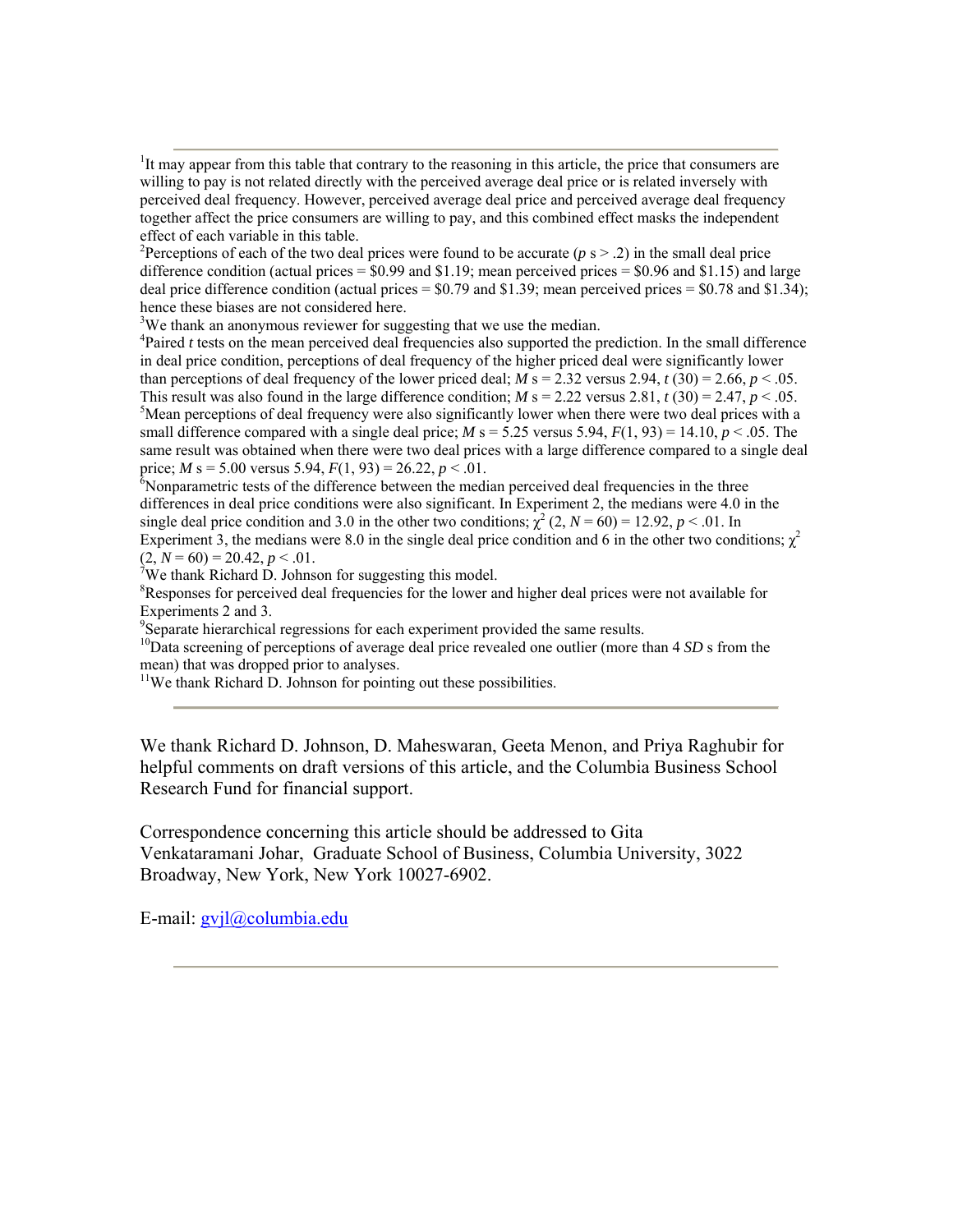---

[1]It may appear from this table that contrary to the reasoning in this article, the price that consumers are willing to pay is not related directly with the perceived average deal price or is related inversely with perceived deal frequency. However, perceived average deal price and perceived average deal frequency together affect the price consumers are willing to pay, and this combined effect masks the independent effect of each variable in this table.

[2]Perceptions of each of the two deal prices were found to be accurate (*p* s > .2) in the small deal price difference condition (actual prices = \$0.99 and \$1.19; mean perceived prices = \$0.96 and \$1.15) and large deal price difference condition (actual prices = \$0.79 and \$1.39; mean perceived prices = \$0.78 and \$1.34); hence these biases are not considered here.

[3]We thank an anonymous reviewer for suggesting that we use the median.

[4]Paired *t* tests on the mean perceived deal frequencies also supported the prediction. In the small difference in deal price condition, perceptions of deal frequency of the higher priced deal were significantly lower than perceptions of deal frequency of the lower priced deal; *M* s = 2.32 versus 2.94, $t(30) = 2.66$, $p < .05$. This result was also found in the large difference condition; *M* s = 2.22 versus 2.81, $t(30) = 2.47$, $p < .05$.

[5]Mean perceptions of deal frequency were also significantly lower when there were two deal prices with a small difference compared with a single deal price; *M* s = 5.25 versus 5.94, $F(1, 93) = 14.10$, $p < .05$. The same result was obtained when there were two deal prices with a large difference compared to a single deal price; *M* s = 5.00 versus 5.94, $F(1, 93) = 26.22$, $p < .01$.

[6]Nonparametric tests of the difference between the median perceived deal frequencies in the three differences in deal price conditions were also significant. In Experiment 2, the medians were 4.0 in the single deal price condition and 3.0 in the other two conditions; $\chi^2(2, N = 60) = 12.92$, $p < .01$. In Experiment 3, the medians were 8.0 in the single deal price condition and 6 in the other two conditions; $\chi^2(2, N = 60) = 20.42$, $p < .01$.

[7]We thank Richard D. Johnson for suggesting this model.

[8]Responses for perceived deal frequencies for the lower and higher deal prices were not available for Experiments 2 and 3.

[9]Separate hierarchical regressions for each experiment provided the same results.

[10]Data screening of perceptions of average deal price revealed one outlier (more than 4 *SD* s from the mean) that was dropped prior to analyses.

[11]We thank Richard D. Johnson for pointing out these possibilities.

---

We thank Richard D. Johnson, D. Maheswaran, Geeta Menon, and Priya Raghubir for helpful comments on draft versions of this article, and the Columbia Business School Research Fund for financial support.

Correspondence concerning this article should be addressed to Gita Venkataramani Johar, Graduate School of Business, Columbia University, 3022 Broadway, New York, New York 10027-6902.

E-mail: gvjl@columbia.edu

---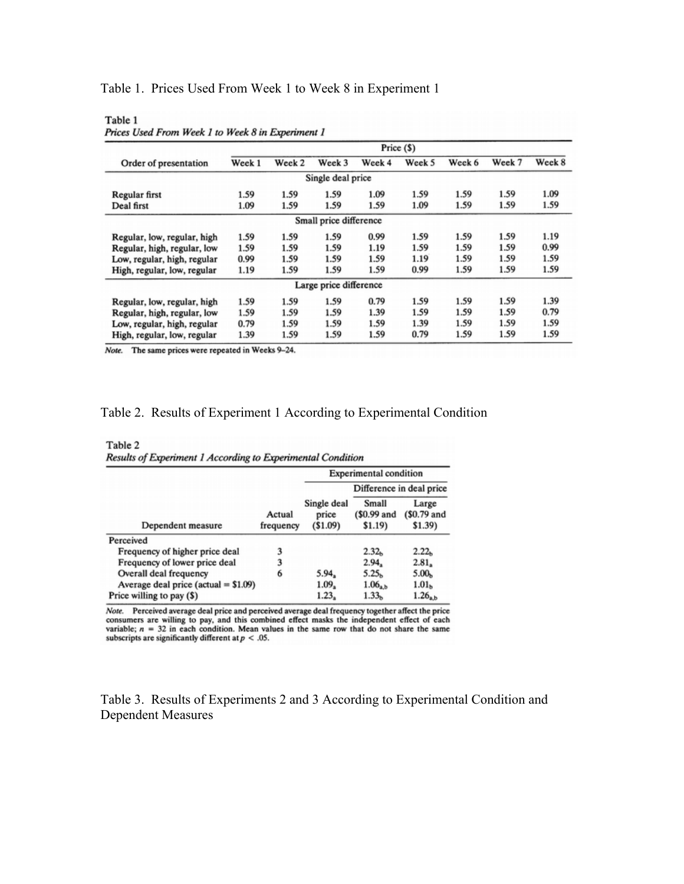Table 1. Prices Used From Week 1 to Week 8 in Experiment 1

**Table 1**
*Prices Used From Week 1 to Week 8 in Experiment 1*

| Order of presentation | Price ($) | | | | | | | |
|---|---|---|---|---|---|---|---|---|
| | Week 1 | Week 2 | Week 3 | Week 4 | Week 5 | Week 6 | Week 7 | Week 8 |
| **Single deal price** | | | | | | | | |
| Regular first | 1.59 | 1.59 | 1.59 | 1.09 | 1.59 | 1.59 | 1.59 | 1.09 |
| Deal first | 1.09 | 1.59 | 1.59 | 1.59 | 1.09 | 1.59 | 1.59 | 1.59 |
| **Small price difference** | | | | | | | | |
| Regular, low, regular, high | 1.59 | 1.59 | 1.59 | 0.99 | 1.59 | 1.59 | 1.59 | 1.19 |
| Regular, high, regular, low | 1.59 | 1.59 | 1.59 | 1.19 | 1.59 | 1.59 | 1.59 | 0.99 |
| Low, regular, high, regular | 0.99 | 1.59 | 1.59 | 1.59 | 1.19 | 1.59 | 1.59 | 1.59 |
| High, regular, low, regular | 1.19 | 1.59 | 1.59 | 1.59 | 0.99 | 1.59 | 1.59 | 1.59 |
| **Large price difference** | | | | | | | | |
| Regular, low, regular, high | 1.59 | 1.59 | 1.59 | 0.79 | 1.59 | 1.59 | 1.59 | 1.39 |
| Regular, high, regular, low | 1.59 | 1.59 | 1.59 | 1.39 | 1.59 | 1.59 | 1.59 | 0.79 |
| Low, regular, high, regular | 0.79 | 1.59 | 1.59 | 1.59 | 1.39 | 1.59 | 1.59 | 1.59 |
| High, regular, low, regular | 1.39 | 1.59 | 1.59 | 1.59 | 0.79 | 1.59 | 1.59 | 1.59 |

*Note.* The same prices were repeated in Weeks 9–24.

Table 2. Results of Experiment 1 According to Experimental Condition

**Table 2**
*Results of Experiment 1 According to Experimental Condition*

| Dependent measure | Actual frequency | Experimental condition | | |
|---|---|---|---|---|
| | | | Difference in deal price | |
| | | Single deal price ($1.09) | Small ($0.99 and $1.19) | Large ($0.79 and $1.39) |
| Perceived | | | | |
| Frequency of higher price deal | 3 | | $2.32_b$ | $2.22_b$ |
| Frequency of lower price deal | 3 | | $2.94_a$ | $2.81_a$ |
| Overall deal frequency | 6 | $5.94_a$ | $5.25_b$ | $5.00_b$ |
| Average deal price (actual = $1.09) | | $1.09_a$ | $1.06_{a,b}$ | $1.01_b$ |
| Price willing to pay ($) | | $1.23_a$ | $1.33_b$ | $1.26_{a,b}$ |

*Note.* Perceived average deal price and perceived average deal frequency together affect the price consumers are willing to pay, and this combined effect masks the independent effect of each variable; $n$ = 32 in each condition. Mean values in the same row that do not share the same subscripts are significantly different at $p < .05$.

Table 3. Results of Experiments 2 and 3 According to Experimental Condition and Dependent Measures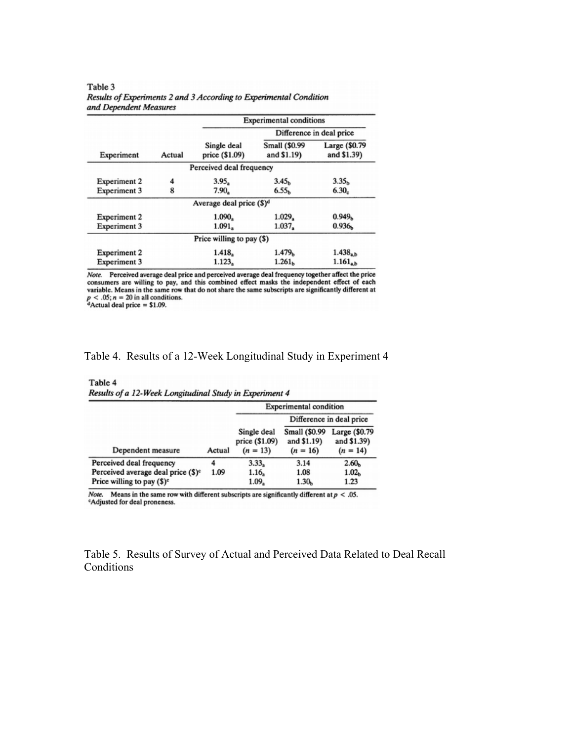Table 3

*Results of Experiments 2 and 3 According to Experimental Condition and Dependent Measures*

| Experiment | Actual | Single deal price ($1.09) | Small ($0.99 and $1.19) | Large ($0.79 and $1.39) |
|---|---|---|---|---|
| | | Perceived deal frequency | | |
| Experiment 2 | 4 | $3.95_a$ | $3.45_b$ | $3.35_b$ |
| Experiment 3 | 8 | $7.90_a$ | $6.55_b$ | $6.30_c$ |
| | | Average deal price ($)[d] | | |
| Experiment 2 | | $1.090_a$ | $1.029_a$ | $0.949_b$ |
| Experiment 3 | | $1.091_a$ | $1.037_a$ | $0.936_b$ |
| | | Price willing to pay ($) | | |
| Experiment 2 | | $1.418_a$ | $1.479_b$ | $1.438_{a,b}$ |
| Experiment 3 | | $1.123_a$ | $1.261_b$ | $1.161_{a,b}$ |

Note: Experimental conditions: Single deal price ($1.09); Difference in deal price: Small ($0.99 and $1.19), Large ($0.79 and $1.39).

*Note.* Perceived average deal price and perceived average deal frequency together affect the price consumers are willing to pay, and this combined effect masks the independent effect of each variable. Means in the same row that do not share the same subscripts are significantly different at $p < .05$; $n = 20$ in all conditions.
[d]Actual deal price = $1.09.

Table 4. Results of a 12-Week Longitudinal Study in Experiment 4

Table 4

*Results of a 12-Week Longitudinal Study in Experiment 4*

| Dependent measure | Actual | Single deal price ($1.09) ($n = 13$) | Small ($0.99 and $1.19) ($n = 16$) | Large ($0.79 and $1.39) ($n = 14$) |
|---|---|---|---|---|
| Perceived deal frequency | 4 | $3.33_a$ | 3.14 | $2.60_b$ |
| Perceived average deal price ($)[c] | 1.09 | $1.16_a$ | 1.08 | $1.02_b$ |
| Price willing to pay ($)[c] | | $1.09_a$ | $1.30_b$ | 1.23 |

Note: Experimental condition: Single deal price ($1.09); Difference in deal price: Small ($0.99 and $1.19), Large ($0.79 and $1.39).

*Note.* Means in the same row with different subscripts are significantly different at $p < .05$.
[c]Adjusted for deal proneness.

Table 5. Results of Survey of Actual and Perceived Data Related to Deal Recall Conditions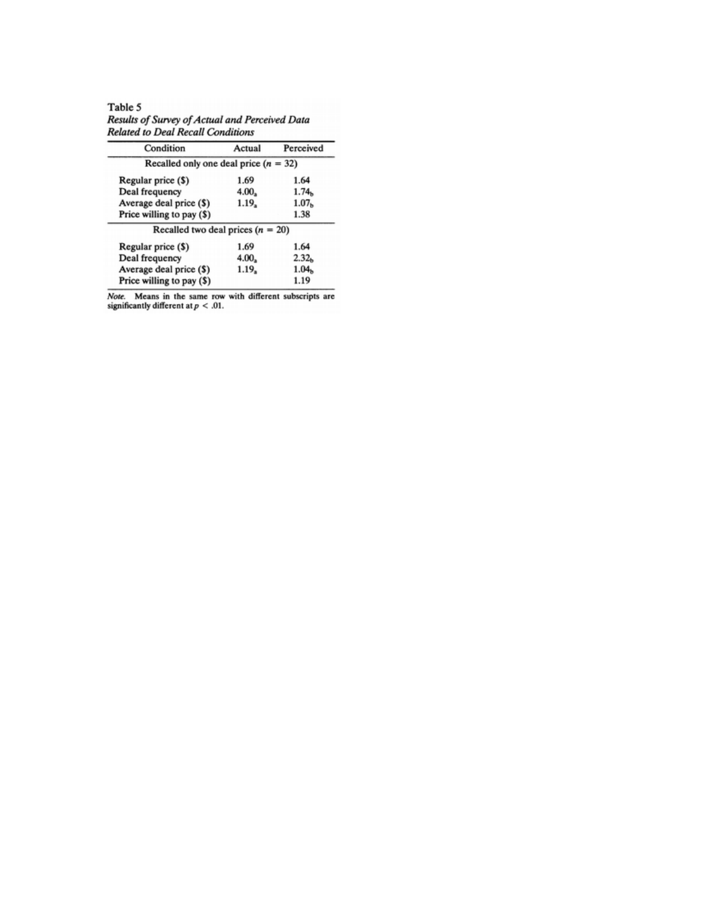Table 5

*Results of Survey of Actual and Perceived Data Related to Deal Recall Conditions*

| Condition | Actual | Perceived |
|---|---|---|
| Recalled only one deal price ($n$ = 32) | | |
| Regular price ($) | 1.69 | 1.64 |
| Deal frequency | $4.00_a$ | $1.74_b$ |
| Average deal price ($) | $1.19_a$ | $1.07_b$ |
| Price willing to pay ($) | | 1.38 |
| Recalled two deal prices ($n$ = 20) | | |
| Regular price ($) | 1.69 | 1.64 |
| Deal frequency | $4.00_a$ | $2.32_b$ |
| Average deal price ($) | $1.19_a$ | $1.04_b$ |
| Price willing to pay ($) | | 1.19 |

*Note.* Means in the same row with different subscripts are significantly different at $p < .01$.